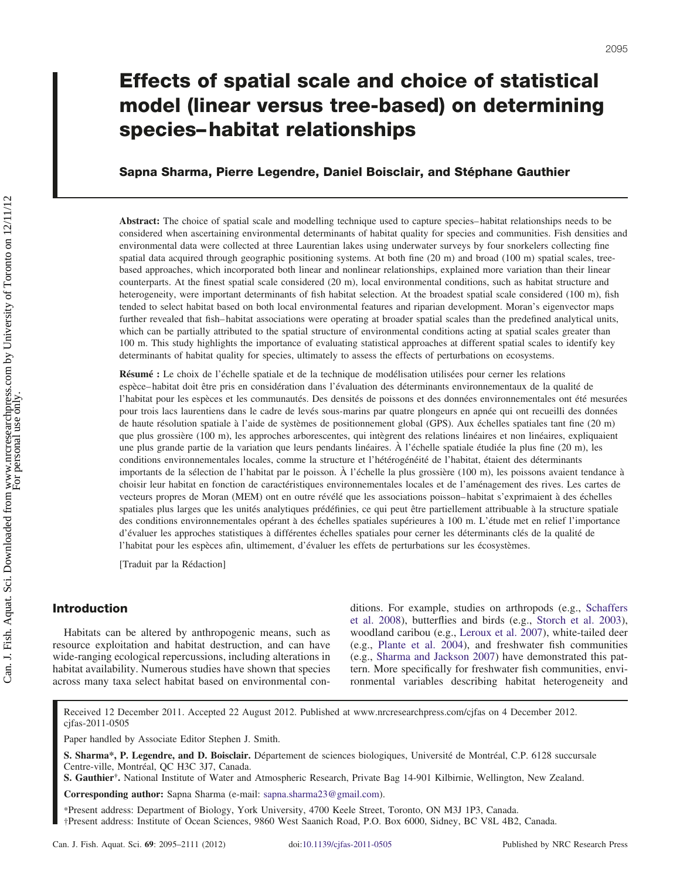# Effects of spatial scale and choice of statistical model (linear versus tree-based) on determining species–habitat relationships

**Sapna Sharma, Pierre Legendre, Daniel Boisclair, and Stéphane Gauthier**

**Abstract:** The choice of spatial scale and modelling technique used to capture species–habitat relationships needs to be considered when ascertaining environmental determinants of habitat quality for species and communities. Fish densities and environmental data were collected at three Laurentian lakes using underwater surveys by four snorkelers collecting fine spatial data acquired through geographic positioning systems. At both fine (20 m) and broad (100 m) spatial scales, tree-based approaches, which incorporated both linear and nonlinear relationships, explained more variation than their linear counterparts. At the finest spatial scale considered (20 m), local environmental conditions, such as habitat structure and heterogeneity, were important determinants of fish habitat selection. At the broadest spatial scale considered (100 m), fish tended to select habitat based on both local environmental features and riparian development. Moran's eigenvector maps further revealed that fish–habitat associations were operating at broader spatial scales than the predefined analytical units, which can be partially attributed to the spatial structure of environmental conditions acting at spatial scales greater than 100 m. This study highlights the importance of evaluating statistical approaches at different spatial scales to identify key determinants of habitat quality for species, ultimately to assess the effects of perturbations on ecosystems.

**Résumé :** Le choix de l'échelle spatiale et de la technique de modélisation utilisées pour cerner les relations espèce–habitat doit être pris en considération dans l'évaluation des déterminants environnementaux de la qualité de l'habitat pour les espèces et les communautés. Des densités de poissons et des données environnementales ont été mesurées pour trois lacs laurentiens dans le cadre de levés sous-marins par quatre plongeurs en apnée qui ont recueilli des données de haute résolution spatiale à l'aide de systèmes de positionnement global (GPS). Aux échelles spatiales tant fine (20 m) que plus grossière (100 m), les approches arborescentes, qui intègrent des relations linéaires et non linéaires, expliquaient une plus grande partie de la variation que leurs pendants linéaires. À l'échelle spatiale étudiée la plus fine (20 m), les conditions environnementales locales, comme la structure et l'hétérogénéité de l'habitat, étaient des déterminants importants de la sélection de l'habitat par le poisson. À l'échelle la plus grossière (100 m), les poissons avaient tendance à choisir leur habitat en fonction de caractéristiques environnementales locales et de l'aménagement des rives. Les cartes de vecteurs propres de Moran (MEM) ont en outre révélé que les associations poisson–habitat s'exprimaient à des échelles spatiales plus larges que les unités analytiques prédéfinies, ce qui peut être partiellement attribuable à la structure spatiale des conditions environnementales opérant à des échelles spatiales supérieures à 100 m. L'étude met en relief l'importance d'évaluer les approches statistiques à différentes échelles spatiales pour cerner les déterminants clés de la qualité de l'habitat pour les espèces afin, ultimement, d'évaluer les effets de perturbations sur les écosystèmes.

[Traduit par la Rédaction]

## Introduction

Habitats can be altered by anthropogenic means, such as resource exploitation and habitat destruction, and can have wide-ranging ecological repercussions, including alterations in habitat availability. Numerous studies have shown that species across many taxa select habitat based on environmental conditions. For example, studies on arthropods (e.g., Schaffers et al. 2008), butterflies and birds (e.g., Storch et al. 2003), woodland caribou (e.g., Leroux et al. 2007), white-tailed deer (e.g., Plante et al. 2004), and freshwater fish communities (e.g., Sharma and Jackson 2007) have demonstrated this pattern. More specifically for freshwater fish communities, environmental variables describing habitat heterogeneity and

Received 12 December 2011. Accepted 22 August 2012. Published at www.nrcresearchpress.com/cjfas on 4 December 2012. cjfas-2011-0505

Paper handled by Associate Editor Stephen J. Smith.

**S. Sharma\*, P. Legendre, and D. Boisclair.** Département de sciences biologiques, Université de Montréal, C.P. 6128 succursale Centre-ville, Montréal, QC H3C 3J7, Canada.
**S. Gauthier†.** National Institute of Water and Atmospheric Research, Private Bag 14-901 Kilbirnie, Wellington, New Zealand.

**Corresponding author:** Sapna Sharma (e-mail: sapna.sharma23@gmail.com).

\*Present address: Department of Biology, York University, 4700 Keele Street, Toronto, ON M3J 1P3, Canada.
†Present address: Institute of Ocean Sciences, 9860 West Saanich Road, P.O. Box 6000, Sidney, BC V8L 4B2, Canada.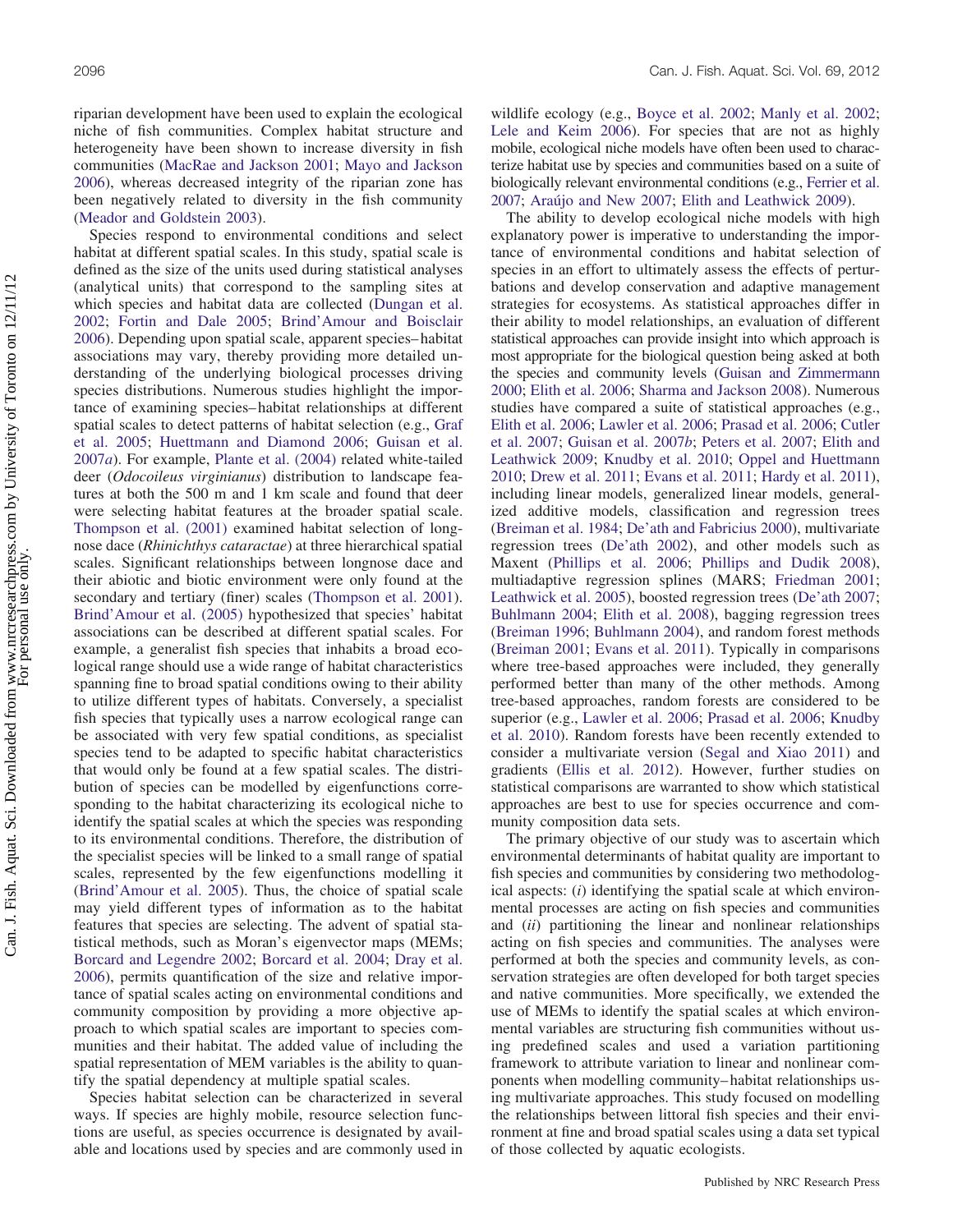riparian development have been used to explain the ecological niche of fish communities. Complex habitat structure and heterogeneity have been shown to increase diversity in fish communities (MacRae and Jackson 2001; Mayo and Jackson 2006), whereas decreased integrity of the riparian zone has been negatively related to diversity in the fish community (Meador and Goldstein 2003).

Species respond to environmental conditions and select habitat at different spatial scales. In this study, spatial scale is defined as the size of the units used during statistical analyses (analytical units) that correspond to the sampling sites at which species and habitat data are collected (Dungan et al. 2002; Fortin and Dale 2005; Brind'Amour and Boisclair 2006). Depending upon spatial scale, apparent species–habitat associations may vary, thereby providing more detailed understanding of the underlying biological processes driving species distributions. Numerous studies highlight the importance of examining species–habitat relationships at different spatial scales to detect patterns of habitat selection (e.g., Graf et al. 2005; Huettmann and Diamond 2006; Guisan et al. 2007*a*). For example, Plante et al. (2004) related white-tailed deer (*Odocoileus virginianus*) distribution to landscape features at both the 500 m and 1 km scale and found that deer were selecting habitat features at the broader spatial scale. Thompson et al. (2001) examined habitat selection of longnose dace (*Rhinichthys cataractae*) at three hierarchical spatial scales. Significant relationships between longnose dace and their abiotic and biotic environment were only found at the secondary and tertiary (finer) scales (Thompson et al. 2001). Brind'Amour et al. (2005) hypothesized that species' habitat associations can be described at different spatial scales. For example, a generalist fish species that inhabits a broad ecological range should use a wide range of habitat characteristics spanning fine to broad spatial conditions owing to their ability to utilize different types of habitats. Conversely, a specialist fish species that typically uses a narrow ecological range can be associated with very few spatial conditions, as specialist species tend to be adapted to specific habitat characteristics that would only be found at a few spatial scales. The distribution of species can be modelled by eigenfunctions corresponding to the habitat characterizing its ecological niche to identify the spatial scales at which the species was responding to its environmental conditions. Therefore, the distribution of the specialist species will be linked to a small range of spatial scales, represented by the few eigenfunctions modelling it (Brind'Amour et al. 2005). Thus, the choice of spatial scale may yield different types of information as to the habitat features that species are selecting. The advent of spatial statistical methods, such as Moran's eigenvector maps (MEMs; Borcard and Legendre 2002; Borcard et al. 2004; Dray et al. 2006), permits quantification of the size and relative importance of spatial scales acting on environmental conditions and community composition by providing a more objective approach to which spatial scales are important to species communities and their habitat. The added value of including the spatial representation of MEM variables is the ability to quantify the spatial dependency at multiple spatial scales.

Species habitat selection can be characterized in several ways. If species are highly mobile, resource selection functions are useful, as species occurrence is designated by available and locations used by species and are commonly used in wildlife ecology (e.g., Boyce et al. 2002; Manly et al. 2002; Lele and Keim 2006). For species that are not as highly mobile, ecological niche models have often been used to characterize habitat use by species and communities based on a suite of biologically relevant environmental conditions (e.g., Ferrier et al. 2007; Araújo and New 2007; Elith and Leathwick 2009).

The ability to develop ecological niche models with high explanatory power is imperative to understanding the importance of environmental conditions and habitat selection of species in an effort to ultimately assess the effects of perturbations and develop conservation and adaptive management strategies for ecosystems. As statistical approaches differ in their ability to model relationships, an evaluation of different statistical approaches can provide insight into which approach is most appropriate for the biological question being asked at both the species and community levels (Guisan and Zimmermann 2000; Elith et al. 2006; Sharma and Jackson 2008). Numerous studies have compared a suite of statistical approaches (e.g., Elith et al. 2006; Lawler et al. 2006; Prasad et al. 2006; Cutler et al. 2007; Guisan et al. 2007*b*; Peters et al. 2007; Elith and Leathwick 2009; Knudby et al. 2010; Oppel and Huettmann 2010; Drew et al. 2011; Evans et al. 2011; Hardy et al. 2011), including linear models, generalized linear models, generalized additive models, classification and regression trees (Breiman et al. 1984; De'ath and Fabricius 2000), multivariate regression trees (De'ath 2002), and other models such as Maxent (Phillips et al. 2006; Phillips and Dudik 2008), multiadaptive regression splines (MARS; Friedman 2001; Leathwick et al. 2005), boosted regression trees (De'ath 2007; Buhlmann 2004; Elith et al. 2008), bagging regression trees (Breiman 1996; Buhlmann 2004), and random forest methods (Breiman 2001; Evans et al. 2011). Typically in comparisons where tree-based approaches were included, they generally performed better than many of the other methods. Among tree-based approaches, random forests are considered to be superior (e.g., Lawler et al. 2006; Prasad et al. 2006; Knudby et al. 2010). Random forests have been recently extended to consider a multivariate version (Segal and Xiao 2011) and gradients (Ellis et al. 2012). However, further studies on statistical comparisons are warranted to show which statistical approaches are best to use for species occurrence and community composition data sets.

The primary objective of our study was to ascertain which environmental determinants of habitat quality are important to fish species and communities by considering two methodological aspects: (*i*) identifying the spatial scale at which environmental processes are acting on fish species and communities and (*ii*) partitioning the linear and nonlinear relationships acting on fish species and communities. The analyses were performed at both the species and community levels, as conservation strategies are often developed for both target species and native communities. More specifically, we extended the use of MEMs to identify the spatial scales at which environmental variables are structuring fish communities without using predefined scales and used a variation partitioning framework to attribute variation to linear and nonlinear components when modelling community–habitat relationships using multivariate approaches. This study focused on modelling the relationships between littoral fish species and their environment at fine and broad spatial scales using a data set typical of those collected by aquatic ecologists.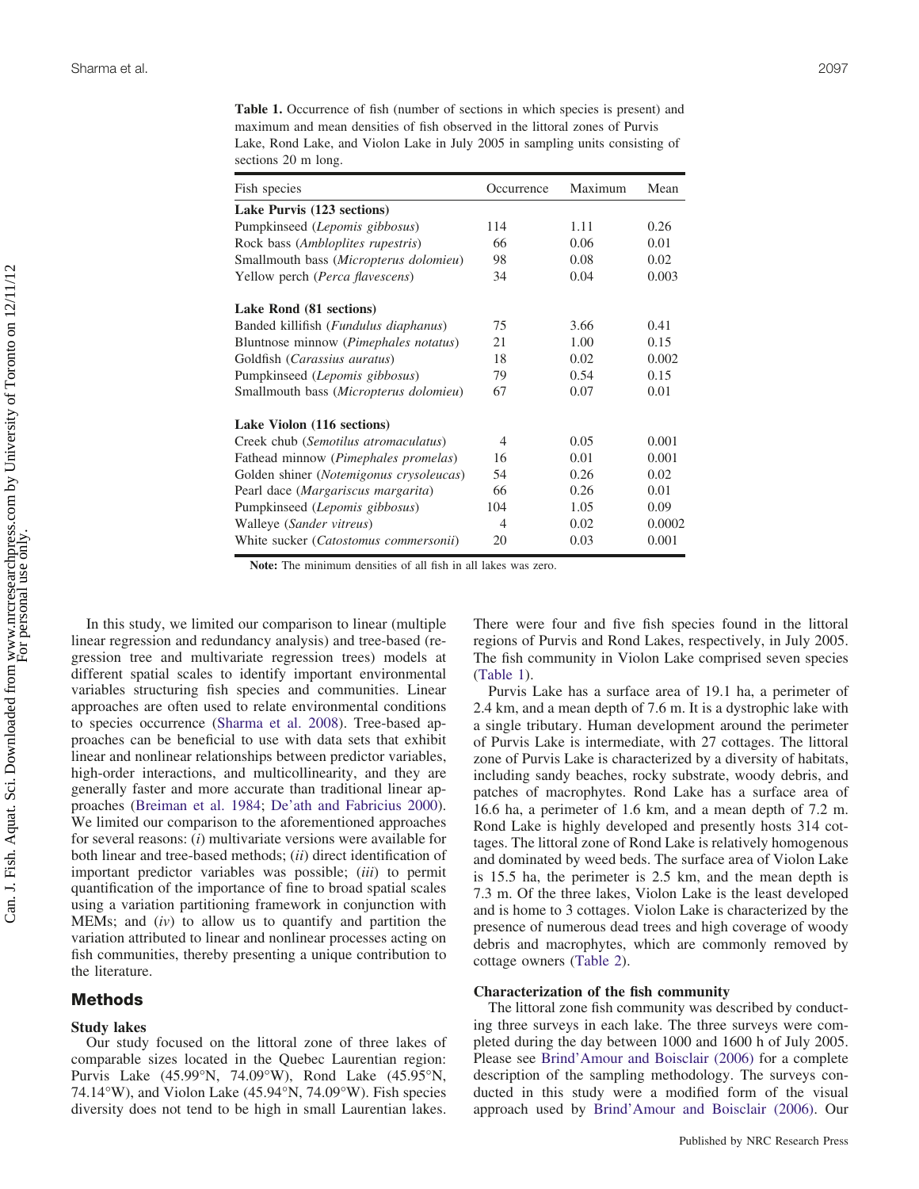**Table 1.** Occurrence of fish (number of sections in which species is present) and maximum and mean densities of fish observed in the littoral zones of Purvis Lake, Rond Lake, and Violon Lake in July 2005 in sampling units consisting of sections 20 m long.

| Fish species | Occurrence | Maximum | Mean |
|---|---|---|---|
| **Lake Purvis (123 sections)** | | | |
| Pumpkinseed (*Lepomis gibbosus*) | 114 | 1.11 | 0.26 |
| Rock bass (*Ambloplites rupestris*) | 66 | 0.06 | 0.01 |
| Smallmouth bass (*Micropterus dolomieu*) | 98 | 0.08 | 0.02 |
| Yellow perch (*Perca flavescens*) | 34 | 0.04 | 0.003 |
| **Lake Rond (81 sections)** | | | |
| Banded killifish (*Fundulus diaphanus*) | 75 | 3.66 | 0.41 |
| Bluntnose minnow (*Pimephales notatus*) | 21 | 1.00 | 0.15 |
| Goldfish (*Carassius auratus*) | 18 | 0.02 | 0.002 |
| Pumpkinseed (*Lepomis gibbosus*) | 79 | 0.54 | 0.15 |
| Smallmouth bass (*Micropterus dolomieu*) | 67 | 0.07 | 0.01 |
| **Lake Violon (116 sections)** | | | |
| Creek chub (*Semotilus atromaculatus*) | 4 | 0.05 | 0.001 |
| Fathead minnow (*Pimephales promelas*) | 16 | 0.01 | 0.001 |
| Golden shiner (*Notemigonus crysoleucas*) | 54 | 0.26 | 0.02 |
| Pearl dace (*Margariscus margarita*) | 66 | 0.26 | 0.01 |
| Pumpkinseed (*Lepomis gibbosus*) | 104 | 1.05 | 0.09 |
| Walleye (*Sander vitreus*) | 4 | 0.02 | 0.0002 |
| White sucker (*Catostomus commersonii*) | 20 | 0.03 | 0.001 |

**Note:** The minimum densities of all fish in all lakes was zero.

In this study, we limited our comparison to linear (multiple linear regression and redundancy analysis) and tree-based (regression tree and multivariate regression trees) models at different spatial scales to identify important environmental variables structuring fish species and communities. Linear approaches are often used to relate environmental conditions to species occurrence (Sharma et al. 2008). Tree-based approaches can be beneficial to use with data sets that exhibit linear and nonlinear relationships between predictor variables, high-order interactions, and multicollinearity, and they are generally faster and more accurate than traditional linear approaches (Breiman et al. 1984; De'ath and Fabricius 2000). We limited our comparison to the aforementioned approaches for several reasons: (*i*) multivariate versions were available for both linear and tree-based methods; (*ii*) direct identification of important predictor variables was possible; (*iii*) to permit quantification of the importance of fine to broad spatial scales using a variation partitioning framework in conjunction with MEMs; and (*iv*) to allow us to quantify and partition the variation attributed to linear and nonlinear processes acting on fish communities, thereby presenting a unique contribution to the literature.

## Methods

### Study lakes

Our study focused on the littoral zone of three lakes of comparable sizes located in the Quebec Laurentian region: Purvis Lake (45.99°N, 74.09°W), Rond Lake (45.95°N, 74.14°W), and Violon Lake (45.94°N, 74.09°W). Fish species diversity does not tend to be high in small Laurentian lakes. There were four and five fish species found in the littoral regions of Purvis and Rond Lakes, respectively, in July 2005. The fish community in Violon Lake comprised seven species (Table 1).

Purvis Lake has a surface area of 19.1 ha, a perimeter of 2.4 km, and a mean depth of 7.6 m. It is a dystrophic lake with a single tributary. Human development around the perimeter of Purvis Lake is intermediate, with 27 cottages. The littoral zone of Purvis Lake is characterized by a diversity of habitats, including sandy beaches, rocky substrate, woody debris, and patches of macrophytes. Rond Lake has a surface area of 16.6 ha, a perimeter of 1.6 km, and a mean depth of 7.2 m. Rond Lake is highly developed and presently hosts 314 cottages. The littoral zone of Rond Lake is relatively homogenous and dominated by weed beds. The surface area of Violon Lake is 15.5 ha, the perimeter is 2.5 km, and the mean depth is 7.3 m. Of the three lakes, Violon Lake is the least developed and is home to 3 cottages. Violon Lake is characterized by the presence of numerous dead trees and high coverage of woody debris and macrophytes, which are commonly removed by cottage owners (Table 2).

### Characterization of the fish community

The littoral zone fish community was described by conducting three surveys in each lake. The three surveys were completed during the day between 1000 and 1600 h of July 2005. Please see Brind'Amour and Boisclair (2006) for a complete description of the sampling methodology. The surveys conducted in this study were a modified form of the visual approach used by Brind'Amour and Boisclair (2006). Our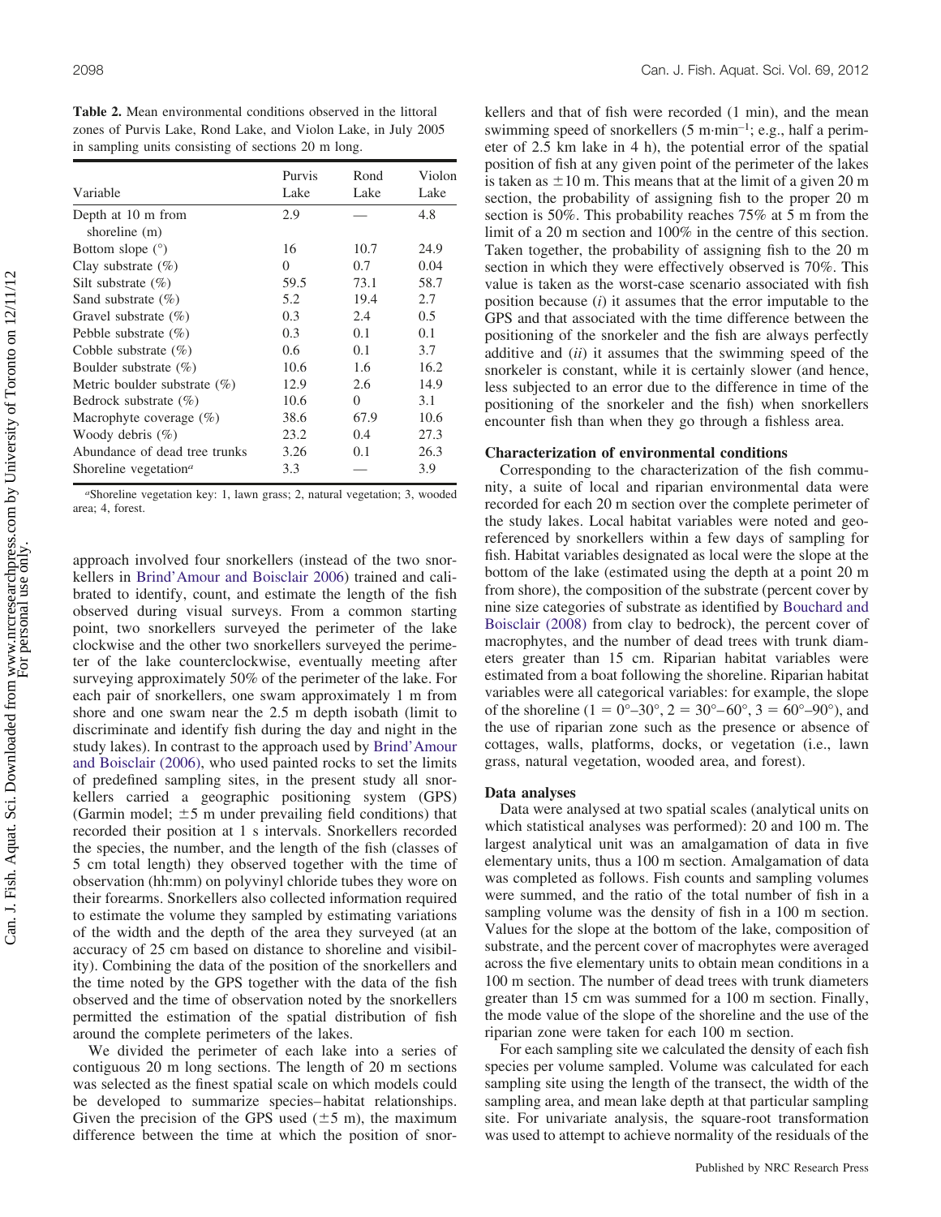**Table 2.** Mean environmental conditions observed in the littoral zones of Purvis Lake, Rond Lake, and Violon Lake, in July 2005 in sampling units consisting of sections 20 m long.

| Variable | Purvis Lake | Rond Lake | Violon Lake |
|---|---|---|---|
| Depth at 10 m from shoreline (m) | 2.9 | — | 4.8 |
| Bottom slope (°) | 16 | 10.7 | 24.9 |
| Clay substrate (%) | 0 | 0.7 | 0.04 |
| Silt substrate (%) | 59.5 | 73.1 | 58.7 |
| Sand substrate (%) | 5.2 | 19.4 | 2.7 |
| Gravel substrate (%) | 0.3 | 2.4 | 0.5 |
| Pebble substrate (%) | 0.3 | 0.1 | 0.1 |
| Cobble substrate (%) | 0.6 | 0.1 | 3.7 |
| Boulder substrate (%) | 10.6 | 1.6 | 16.2 |
| Metric boulder substrate (%) | 12.9 | 2.6 | 14.9 |
| Bedrock substrate (%) | 10.6 | 0 | 3.1 |
| Macrophyte coverage (%) | 38.6 | 67.9 | 10.6 |
| Woody debris (%) | 23.2 | 0.4 | 27.3 |
| Abundance of dead tree trunks | 3.26 | 0.1 | 26.3 |
| Shoreline vegetation[a] | 3.3 | — | 3.9 |

[a]Shoreline vegetation key: 1, lawn grass; 2, natural vegetation; 3, wooded area; 4, forest.

approach involved four snorkellers (instead of the two snorkellers in Brind'Amour and Boisclair 2006) trained and calibrated to identify, count, and estimate the length of the fish observed during visual surveys. From a common starting point, two snorkellers surveyed the perimeter of the lake clockwise and the other two snorkellers surveyed the perimeter of the lake counterclockwise, eventually meeting after surveying approximately 50% of the perimeter of the lake. For each pair of snorkellers, one swam approximately 1 m from shore and one swam near the 2.5 m depth isobath (limit to discriminate and identify fish during the day and night in the study lakes). In contrast to the approach used by Brind'Amour and Boisclair (2006), who used painted rocks to set the limits of predefined sampling sites, in the present study all snorkellers carried a geographic positioning system (GPS) (Garmin model; ±5 m under prevailing field conditions) that recorded their position at 1 s intervals. Snorkellers recorded the species, the number, and the length of the fish (classes of 5 cm total length) they observed together with the time of observation (hh:mm) on polyvinyl chloride tubes they wore on their forearms. Snorkellers also collected information required to estimate the volume they sampled by estimating variations of the width and the depth of the area they surveyed (at an accuracy of 25 cm based on distance to shoreline and visibility). Combining the data of the position of the snorkellers and the time noted by the GPS together with the data of the fish observed and the time of observation noted by the snorkellers permitted the estimation of the spatial distribution of fish around the complete perimeters of the lakes.

We divided the perimeter of each lake into a series of contiguous 20 m long sections. The length of 20 m sections was selected as the finest spatial scale on which models could be developed to summarize species–habitat relationships. Given the precision of the GPS used (±5 m), the maximum difference between the time at which the position of snorkellers and that of fish were recorded (1 min), and the mean swimming speed of snorkellers (5 m·min$^{-1}$; e.g., half a perimeter of 2.5 km lake in 4 h), the potential error of the spatial position of fish at any given point of the perimeter of the lakes is taken as ±10 m. This means that at the limit of a given 20 m section, the probability of assigning fish to the proper 20 m section is 50%. This probability reaches 75% at 5 m from the limit of a 20 m section and 100% in the centre of this section. Taken together, the probability of assigning fish to the 20 m section in which they were effectively observed is 70%. This value is taken as the worst-case scenario associated with fish position because (*i*) it assumes that the error imputable to the GPS and that associated with the time difference between the positioning of the snorkeler and the fish are always perfectly additive and (*ii*) it assumes that the swimming speed of the snorkeler is constant, while it is certainly slower (and hence, less subjected to an error due to the difference in time of the positioning of the snorkeler and the fish) when snorkellers encounter fish than when they go through a fishless area.

## Characterization of environmental conditions

Corresponding to the characterization of the fish community, a suite of local and riparian environmental data were recorded for each 20 m section over the complete perimeter of the study lakes. Local habitat variables were noted and georeferenced by snorkellers within a few days of sampling for fish. Habitat variables designated as local were the slope at the bottom of the lake (estimated using the depth at a point 20 m from shore), the composition of the substrate (percent cover by nine size categories of substrate as identified by Bouchard and Boisclair (2008) from clay to bedrock), the percent cover of macrophytes, and the number of dead trees with trunk diameters greater than 15 cm. Riparian habitat variables were estimated from a boat following the shoreline. Riparian habitat variables were all categorical variables: for example, the slope of the shoreline (1 = 0°–30°, 2 = 30°–60°, 3 = 60°–90°), and the use of riparian zone such as the presence or absence of cottages, walls, platforms, docks, or vegetation (i.e., lawn grass, natural vegetation, wooded area, and forest).

## Data analyses

Data were analysed at two spatial scales (analytical units on which statistical analyses was performed): 20 and 100 m. The largest analytical unit was an amalgamation of data in five elementary units, thus a 100 m section. Amalgamation of data was completed as follows. Fish counts and sampling volumes were summed, and the ratio of the total number of fish in a sampling volume was the density of fish in a 100 m section. Values for the slope at the bottom of the lake, composition of substrate, and the percent cover of macrophytes were averaged across the five elementary units to obtain mean conditions in a 100 m section. The number of dead trees with trunk diameters greater than 15 cm was summed for a 100 m section. Finally, the mode value of the slope of the shoreline and the use of the riparian zone were taken for each 100 m section.

For each sampling site we calculated the density of each fish species per volume sampled. Volume was calculated for each sampling site using the length of the transect, the width of the sampling area, and mean lake depth at that particular sampling site. For univariate analysis, the square-root transformation was used to attempt to achieve normality of the residuals of the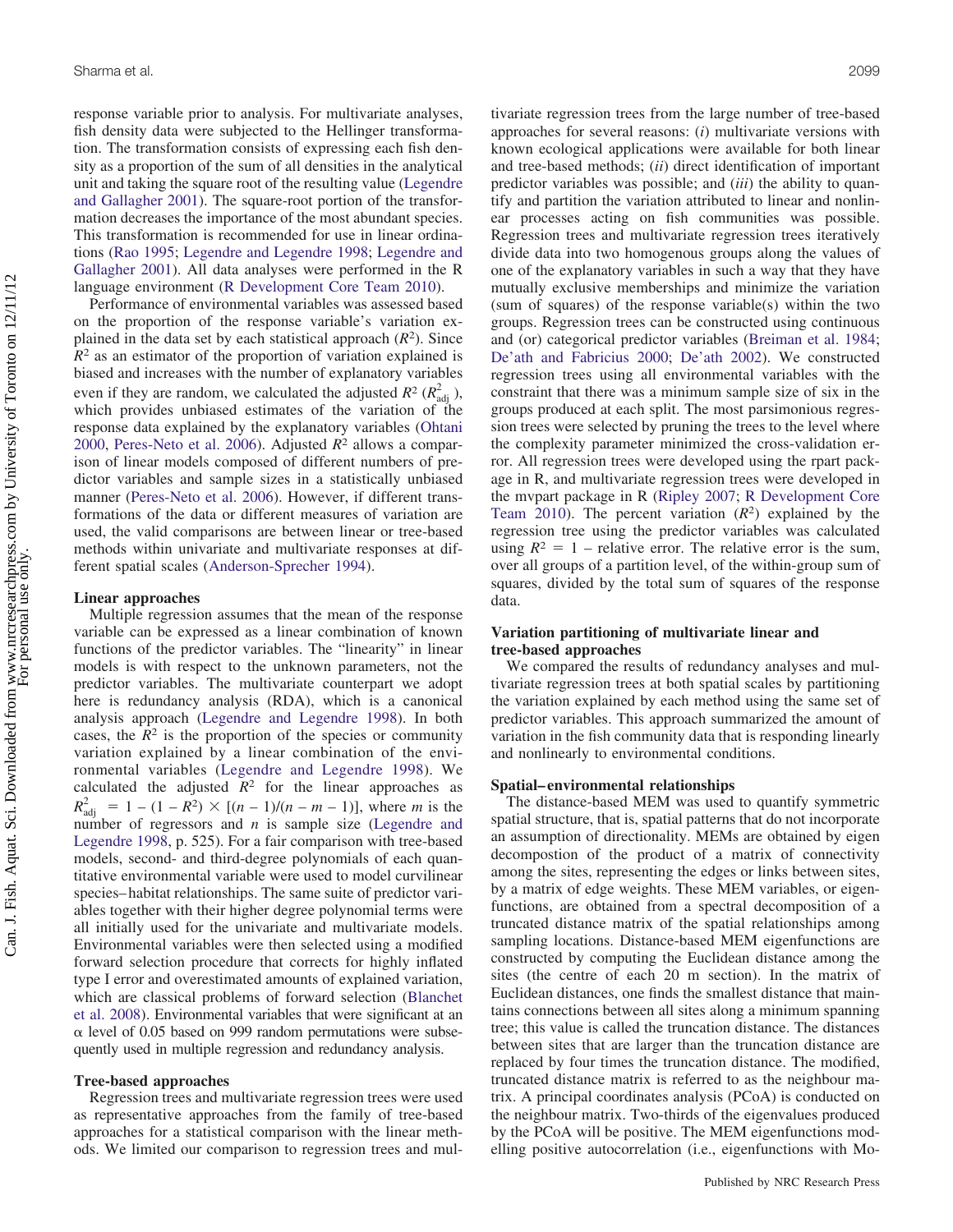response variable prior to analysis. For multivariate analyses, fish density data were subjected to the Hellinger transformation. The transformation consists of expressing each fish density as a proportion of the sum of all densities in the analytical unit and taking the square root of the resulting value (Legendre and Gallagher 2001). The square-root portion of the transformation decreases the importance of the most abundant species. This transformation is recommended for use in linear ordinations (Rao 1995; Legendre and Legendre 1998; Legendre and Gallagher 2001). All data analyses were performed in the R language environment (R Development Core Team 2010).

Performance of environmental variables was assessed based on the proportion of the response variable's variation explained in the data set by each statistical approach ($R^2$). Since $R^2$ as an estimator of the proportion of variation explained is biased and increases with the number of explanatory variables even if they are random, we calculated the adjusted $R^2$ ($R^2_{\text{adj}}$), which provides unbiased estimates of the variation of the response data explained by the explanatory variables (Ohtani 2000, Peres-Neto et al. 2006). Adjusted $R^2$ allows a comparison of linear models composed of different numbers of predictor variables and sample sizes in a statistically unbiased manner (Peres-Neto et al. 2006). However, if different transformations of the data or different measures of variation are used, the valid comparisons are between linear or tree-based methods within univariate and multivariate responses at different spatial scales (Anderson-Sprecher 1994).

### Linear approaches

Multiple regression assumes that the mean of the response variable can be expressed as a linear combination of known functions of the predictor variables. The "linearity" in linear models is with respect to the unknown parameters, not the predictor variables. The multivariate counterpart we adopt here is redundancy analysis (RDA), which is a canonical analysis approach (Legendre and Legendre 1998). In both cases, the $R^2$ is the proportion of the species or community variation explained by a linear combination of the environmental variables (Legendre and Legendre 1998). We calculated the adjusted $R^2$ for the linear approaches as $R^2_{\text{adj}} = 1 - (1 - R^2) \times [(n - 1)/(n - m - 1)]$, where $m$ is the number of regressors and $n$ is sample size (Legendre and Legendre 1998, p. 525). For a fair comparison with tree-based models, second- and third-degree polynomials of each quantitative environmental variable were used to model curvilinear species–habitat relationships. The same suite of predictor variables together with their higher degree polynomial terms were all initially used for the univariate and multivariate models. Environmental variables were then selected using a modified forward selection procedure that corrects for highly inflated type I error and overestimated amounts of explained variation, which are classical problems of forward selection (Blanchet et al. 2008). Environmental variables that were significant at an $\alpha$ level of 0.05 based on 999 random permutations were subsequently used in multiple regression and redundancy analysis.

### Tree-based approaches

Regression trees and multivariate regression trees were used as representative approaches from the family of tree-based approaches for a statistical comparison with the linear methods. We limited our comparison to regression trees and multivariate regression trees from the large number of tree-based approaches for several reasons: (*i*) multivariate versions with known ecological applications were available for both linear and tree-based methods; (*ii*) direct identification of important predictor variables was possible; and (*iii*) the ability to quantify and partition the variation attributed to linear and nonlinear processes acting on fish communities was possible. Regression trees and multivariate regression trees iteratively divide data into two homogenous groups along the values of one of the explanatory variables in such a way that they have mutually exclusive memberships and minimize the variation (sum of squares) of the response variable(s) within the two groups. Regression trees can be constructed using continuous and (or) categorical predictor variables (Breiman et al. 1984; De'ath and Fabricius 2000; De'ath 2002). We constructed regression trees using all environmental variables with the constraint that there was a minimum sample size of six in the groups produced at each split. The most parsimonious regression trees were selected by pruning the trees to the level where the complexity parameter minimized the cross-validation error. All regression trees were developed using the rpart package in R, and multivariate regression trees were developed in the mvpart package in R (Ripley 2007; R Development Core Team 2010). The percent variation ($R^2$) explained by the regression tree using the predictor variables was calculated using $R^2 = 1$ – relative error. The relative error is the sum, over all groups of a partition level, of the within-group sum of squares, divided by the total sum of squares of the response data.

### Variation partitioning of multivariate linear and tree-based approaches

We compared the results of redundancy analyses and multivariate regression trees at both spatial scales by partitioning the variation explained by each method using the same set of predictor variables. This approach summarized the amount of variation in the fish community data that is responding linearly and nonlinearly to environmental conditions.

### Spatial–environmental relationships

The distance-based MEM was used to quantify symmetric spatial structure, that is, spatial patterns that do not incorporate an assumption of directionality. MEMs are obtained by eigen decompostion of the product of a matrix of connectivity among the sites, representing the edges or links between sites, by a matrix of edge weights. These MEM variables, or eigenfunctions, are obtained from a spectral decomposition of a truncated distance matrix of the spatial relationships among sampling locations. Distance-based MEM eigenfunctions are constructed by computing the Euclidean distance among the sites (the centre of each 20 m section). In the matrix of Euclidean distances, one finds the smallest distance that maintains connections between all sites along a minimum spanning tree; this value is called the truncation distance. The distances between sites that are larger than the truncation distance are replaced by four times the truncation distance. The modified, truncated distance matrix is referred to as the neighbour matrix. A principal coordinates analysis (PCoA) is conducted on the neighbour matrix. Two-thirds of the eigenvalues produced by the PCoA will be positive. The MEM eigenfunctions modelling positive autocorrelation (i.e., eigenfunctions with Mo-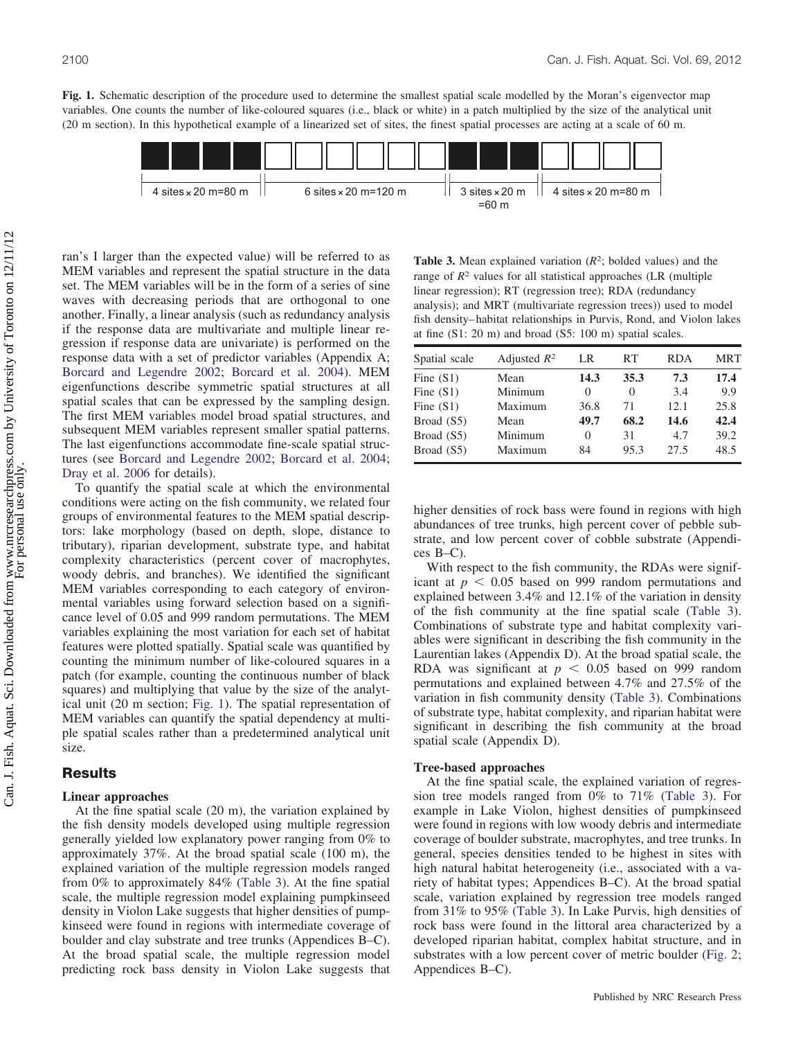**Fig. 1.** Schematic description of the procedure used to determine the smallest spatial scale modelled by the Moran's eigenvector map variables. One counts the number of like-coloured squares (i.e., black or white) in a patch multiplied by the size of the analytical unit (20 m section). In this hypothetical example of a linearized set of sites, the finest spatial processes are acting at a scale of 60 m.

4 sites × 20 m=80 m | 6 sites × 20 m=120 m | 3 sites × 20 m =60 m | 4 sites × 20 m=80 m

ran's I larger than the expected value) will be referred to as MEM variables and represent the spatial structure in the data set. The MEM variables will be in the form of a series of sine waves with decreasing periods that are orthogonal to one another. Finally, a linear analysis (such as redundancy analysis if the response data are multivariate and multiple linear regression if response data are univariate) is performed on the response data with a set of predictor variables (Appendix A; Borcard and Legendre 2002; Borcard et al. 2004). MEM eigenfunctions describe symmetric spatial structures at all spatial scales that can be expressed by the sampling design. The first MEM variables model broad spatial structures, and subsequent MEM variables represent smaller spatial patterns. The last eigenfunctions accommodate fine-scale spatial structures (see Borcard and Legendre 2002; Borcard et al. 2004; Dray et al. 2006 for details).

To quantify the spatial scale at which the environmental conditions were acting on the fish community, we related four groups of environmental features to the MEM spatial descriptors: lake morphology (based on depth, slope, distance to tributary), riparian development, substrate type, and habitat complexity characteristics (percent cover of macrophytes, woody debris, and branches). We identified the significant MEM variables corresponding to each category of environmental variables using forward selection based on a significance level of 0.05 and 999 random permutations. The MEM variables explaining the most variation for each set of habitat features were plotted spatially. Spatial scale was quantified by counting the minimum number of like-coloured squares in a patch (for example, counting the continuous number of black squares) and multiplying that value by the size of the analytical unit (20 m section; Fig. 1). The spatial representation of MEM variables can quantify the spatial dependency at multiple spatial scales rather than a predetermined analytical unit size.

## Results

### Linear approaches

At the fine spatial scale (20 m), the variation explained by the fish density models developed using multiple regression generally yielded low explanatory power ranging from 0% to approximately 37%. At the broad spatial scale (100 m), the explained variation of the multiple regression models ranged from 0% to approximately 84% (Table 3). At the fine spatial scale, the multiple regression model explaining pumpkinseed density in Violon Lake suggests that higher densities of pumpkinseed were found in regions with intermediate coverage of boulder and clay substrate and tree trunks (Appendices B–C). At the broad spatial scale, the multiple regression model predicting rock bass density in Violon Lake suggests that higher densities of rock bass were found in regions with high abundances of tree trunks, high percent cover of pebble substrate, and low percent cover of cobble substrate (Appendices B–C).

**Table 3.** Mean explained variation ($R^2$; bolded values) and the range of $R^2$ values for all statistical approaches (LR (multiple linear regression); RT (regression tree); RDA (redundancy analysis); and MRT (multivariate regression trees)) used to model fish density–habitat relationships in Purvis, Rond, and Violon lakes at fine (S1: 20 m) and broad (S5: 100 m) spatial scales.

| Spatial scale | Adjusted $R^2$ | LR | RT | RDA | MRT |
|---|---|---|---|---|---|
| Fine (S1) | Mean | **14.3** | **35.3** | **7.3** | **17.4** |
| Fine (S1) | Minimum | 0 | 0 | 3.4 | 9.9 |
| Fine (S1) | Maximum | 36.8 | 71 | 12.1 | 25.8 |
| Broad (S5) | Mean | **49.7** | **68.2** | **14.6** | **42.4** |
| Broad (S5) | Minimum | 0 | 31 | 4.7 | 39.2 |
| Broad (S5) | Maximum | 84 | 95.3 | 27.5 | 48.5 |

With respect to the fish community, the RDAs were significant at $p < 0.05$ based on 999 random permutations and explained between 3.4% and 12.1% of the variation in density of the fish community at the fine spatial scale (Table 3). Combinations of substrate type and habitat complexity variables were significant in describing the fish community in the Laurentian lakes (Appendix D). At the broad spatial scale, the RDA was significant at $p < 0.05$ based on 999 random permutations and explained between 4.7% and 27.5% of the variation in fish community density (Table 3). Combinations of substrate type, habitat complexity, and riparian habitat were significant in describing the fish community at the broad spatial scale (Appendix D).

### Tree-based approaches

At the fine spatial scale, the explained variation of regression tree models ranged from 0% to 71% (Table 3). For example in Lake Violon, highest densities of pumpkinseed were found in regions with low woody debris and intermediate coverage of boulder substrate, macrophytes, and tree trunks. In general, species densities tended to be highest in sites with high natural habitat heterogeneity (i.e., associated with a variety of habitat types; Appendices B–C). At the broad spatial scale, variation explained by regression tree models ranged from 31% to 95% (Table 3). In Lake Purvis, high densities of rock bass were found in the littoral area characterized by a developed riparian habitat, complex habitat structure, and in substrates with a low percent cover of metric boulder (Fig. 2; Appendices B–C).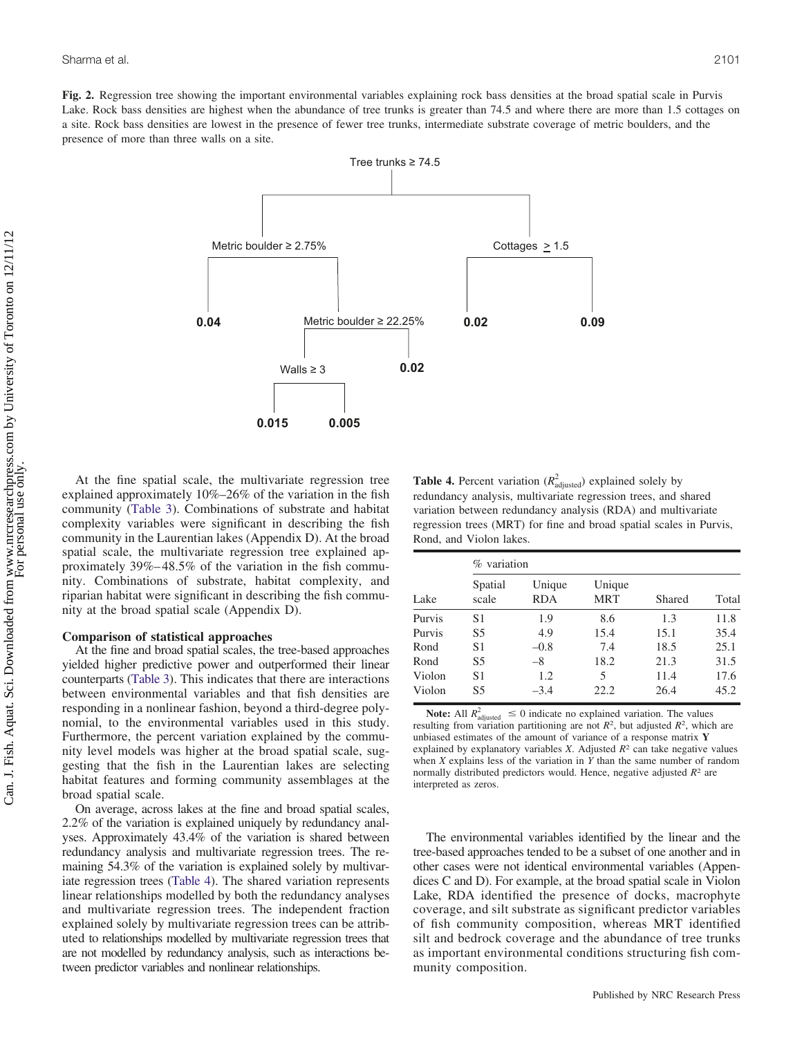**Fig. 2.** Regression tree showing the important environmental variables explaining rock bass densities at the broad spatial scale in Purvis Lake. Rock bass densities are highest when the abundance of tree trunks is greater than 74.5 and where there are more than 1.5 cottages on a site. Rock bass densities are lowest in the presence of fewer tree trunks, intermediate substrate coverage of metric boulders, and the presence of more than three walls on a site.

Tree trunks ≥ 74.5

Metric boulder ≥ 2.75%

Cottages ≥ 1.5

0.04

Metric boulder ≥ 22.25%

0.02

0.09

Walls ≥ 3

0.02

0.015

0.005

At the fine spatial scale, the multivariate regression tree explained approximately 10%–26% of the variation in the fish community (Table 3). Combinations of substrate and habitat complexity variables were significant in describing the fish community in the Laurentian lakes (Appendix D). At the broad spatial scale, the multivariate regression tree explained approximately 39%–48.5% of the variation in the fish community. Combinations of substrate, habitat complexity, and riparian habitat were significant in describing the fish community at the broad spatial scale (Appendix D).

### Comparison of statistical approaches

At the fine and broad spatial scales, the tree-based approaches yielded higher predictive power and outperformed their linear counterparts (Table 3). This indicates that there are interactions between environmental variables and that fish densities are responding in a nonlinear fashion, beyond a third-degree polynomial, to the environmental variables used in this study. Furthermore, the percent variation explained by the community level models was higher at the broad spatial scale, suggesting that the fish in the Laurentian lakes are selecting habitat features and forming community assemblages at the broad spatial scale.

On average, across lakes at the fine and broad spatial scales, 2.2% of the variation is explained uniquely by redundancy analyses. Approximately 43.4% of the variation is shared between redundancy analysis and multivariate regression trees. The remaining 54.3% of the variation is explained solely by multivariate regression trees (Table 4). The shared variation represents linear relationships modelled by both the redundancy analyses and multivariate regression trees. The independent fraction explained solely by multivariate regression trees can be attributed to relationships modelled by multivariate regression trees that are not modelled by redundancy analysis, such as interactions between predictor variables and nonlinear relationships.

**Table 4.** Percent variation ($R^2_{adjusted}$) explained solely by redundancy analysis, multivariate regression trees, and shared variation between redundancy analysis (RDA) and multivariate regression trees (MRT) for fine and broad spatial scales in Purvis, Rond, and Violon lakes.

| | % variation | | | | |
|---|---|---|---|---|---|
| Lake | Spatial scale | Unique RDA | Unique MRT | Shared | Total |
| Purvis | S1 | 1.9 | 8.6 | 1.3 | 11.8 |
| Purvis | S5 | 4.9 | 15.4 | 15.1 | 35.4 |
| Rond | S1 | –0.8 | 7.4 | 18.5 | 25.1 |
| Rond | S5 | –8 | 18.2 | 21.3 | 31.5 |
| Violon | S1 | 1.2 | 5 | 11.4 | 17.6 |
| Violon | S5 | –3.4 | 22.2 | 26.4 | 45.2 |

**Note:** All $R^2_{adjusted} \leq 0$ indicate no explained variation. The values resulting from variation partitioning are not $R^2$, but adjusted $R^2$, which are unbiased estimates of the amount of variance of a response matrix **Y** explained by explanatory variables *X*. Adjusted $R^2$ can take negative values when *X* explains less of the variation in *Y* than the same number of random normally distributed predictors would. Hence, negative adjusted $R^2$ are interpreted as zeros.

The environmental variables identified by the linear and the tree-based approaches tended to be a subset of one another and in other cases were not identical environmental variables (Appendices C and D). For example, at the broad spatial scale in Violon Lake, RDA identified the presence of docks, macrophyte coverage, and silt substrate as significant predictor variables of fish community composition, whereas MRT identified silt and bedrock coverage and the abundance of tree trunks as important environmental conditions structuring fish community composition.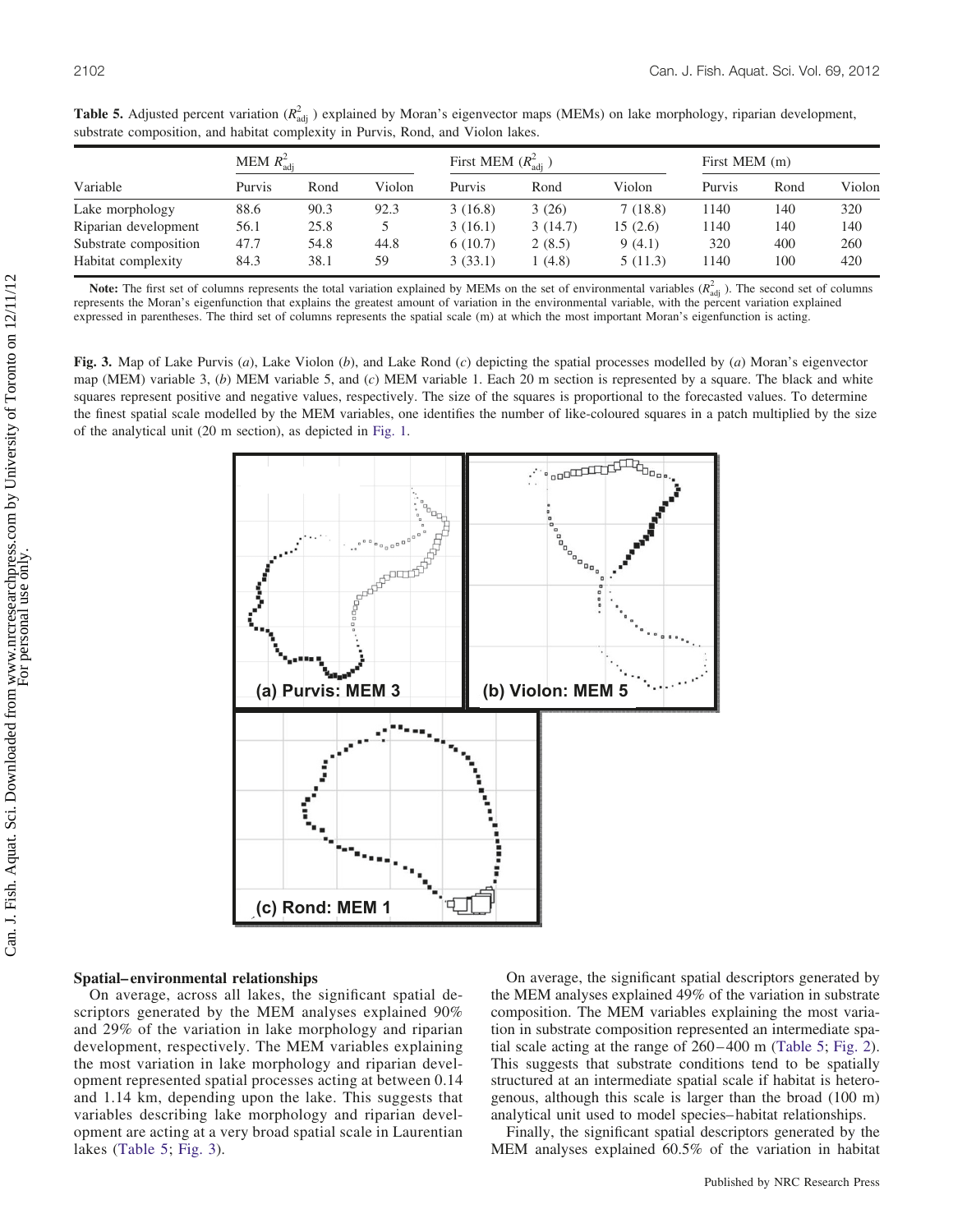**Table 5.** Adjusted percent variation ($R^2_{adj}$) explained by Moran's eigenvector maps (MEMs) on lake morphology, riparian development, substrate composition, and habitat complexity in Purvis, Rond, and Violon lakes.

| | MEM $R^2_{adj}$ | | | First MEM ($R^2_{adj}$) | | | First MEM (m) | | |
|---|---|---|---|---|---|---|---|---|---|
| Variable | Purvis | Rond | Violon | Purvis | Rond | Violon | Purvis | Rond | Violon |
| Lake morphology | 88.6 | 90.3 | 92.3 | 3 (16.8) | 3 (26) | 7 (18.8) | 1140 | 140 | 320 |
| Riparian development | 56.1 | 25.8 | 5 | 3 (16.1) | 3 (14.7) | 15 (2.6) | 1140 | 140 | 140 |
| Substrate composition | 47.7 | 54.8 | 44.8 | 6 (10.7) | 2 (8.5) | 9 (4.1) | 320 | 400 | 260 |
| Habitat complexity | 84.3 | 38.1 | 59 | 3 (33.1) | 1 (4.8) | 5 (11.3) | 1140 | 100 | 420 |

**Note:** The first set of columns represents the total variation explained by MEMs on the set of environmental variables ($R^2_{adj}$). The second set of columns represents the Moran's eigenfunction that explains the greatest amount of variation in the environmental variable, with the percent variation explained expressed in parentheses. The third set of columns represents the spatial scale (m) at which the most important Moran's eigenfunction is acting.

**Fig. 3.** Map of Lake Purvis (*a*), Lake Violon (*b*), and Lake Rond (*c*) depicting the spatial processes modelled by (*a*) Moran's eigenvector map (MEM) variable 3, (*b*) MEM variable 5, and (*c*) MEM variable 1. Each 20 m section is represented by a square. The black and white squares represent positive and negative values, respectively. The size of the squares is proportional to the forecasted values. To determine the finest spatial scale modelled by the MEM variables, one identifies the number of like-coloured squares in a patch multiplied by the size of the analytical unit (20 m section), as depicted in Fig. 1.

### Spatial–environmental relationships

On average, across all lakes, the significant spatial descriptors generated by the MEM analyses explained 90% and 29% of the variation in lake morphology and riparian development, respectively. The MEM variables explaining the most variation in lake morphology and riparian development represented spatial processes acting at between 0.14 and 1.14 km, depending upon the lake. This suggests that variables describing lake morphology and riparian development are acting at a very broad spatial scale in Laurentian lakes (Table 5; Fig. 3).

On average, the significant spatial descriptors generated by the MEM analyses explained 49% of the variation in substrate composition. The MEM variables explaining the most variation in substrate composition represented an intermediate spatial scale acting at the range of 260–400 m (Table 5; Fig. 2). This suggests that substrate conditions tend to be spatially structured at an intermediate spatial scale if habitat is heterogenous, although this scale is larger than the broad (100 m) analytical unit used to model species–habitat relationships.

Finally, the significant spatial descriptors generated by the MEM analyses explained 60.5% of the variation in habitat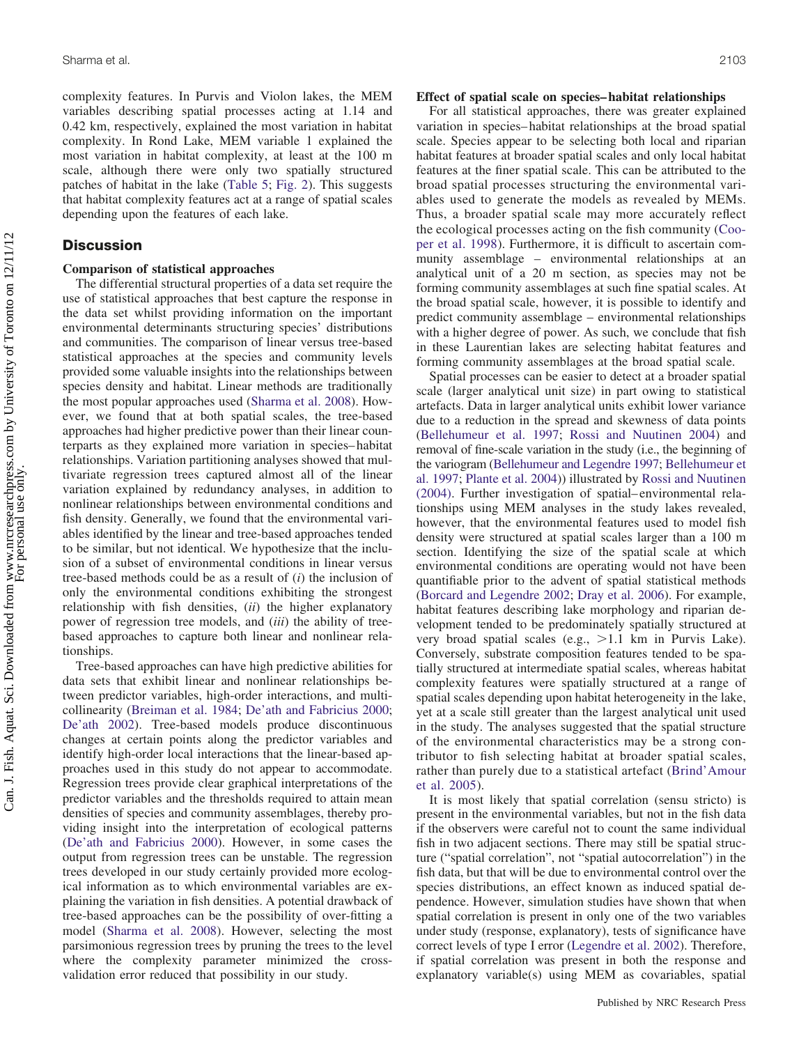complexity features. In Purvis and Violon lakes, the MEM variables describing spatial processes acting at 1.14 and 0.42 km, respectively, explained the most variation in habitat complexity. In Rond Lake, MEM variable 1 explained the most variation in habitat complexity, at least at the 100 m scale, although there were only two spatially structured patches of habitat in the lake (Table 5; Fig. 2). This suggests that habitat complexity features act at a range of spatial scales depending upon the features of each lake.

## Discussion

### Comparison of statistical approaches

The differential structural properties of a data set require the use of statistical approaches that best capture the response in the data set whilst providing information on the important environmental determinants structuring species' distributions and communities. The comparison of linear versus tree-based statistical approaches at the species and community levels provided some valuable insights into the relationships between species density and habitat. Linear methods are traditionally the most popular approaches used (Sharma et al. 2008). However, we found that at both spatial scales, the tree-based approaches had higher predictive power than their linear counterparts as they explained more variation in species–habitat relationships. Variation partitioning analyses showed that multivariate regression trees captured almost all of the linear variation explained by redundancy analyses, in addition to nonlinear relationships between environmental conditions and fish density. Generally, we found that the environmental variables identified by the linear and tree-based approaches tended to be similar, but not identical. We hypothesize that the inclusion of a subset of environmental conditions in linear versus tree-based methods could be as a result of (*i*) the inclusion of only the environmental conditions exhibiting the strongest relationship with fish densities, (*ii*) the higher explanatory power of regression tree models, and (*iii*) the ability of tree-based approaches to capture both linear and nonlinear relationships.

Tree-based approaches can have high predictive abilities for data sets that exhibit linear and nonlinear relationships between predictor variables, high-order interactions, and multicollinearity (Breiman et al. 1984; De'ath and Fabricius 2000; De'ath 2002). Tree-based models produce discontinuous changes at certain points along the predictor variables and identify high-order local interactions that the linear-based approaches used in this study do not appear to accommodate. Regression trees provide clear graphical interpretations of the predictor variables and the thresholds required to attain mean densities of species and community assemblages, thereby providing insight into the interpretation of ecological patterns (De'ath and Fabricius 2000). However, in some cases the output from regression trees can be unstable. The regression trees developed in our study certainly provided more ecological information as to which environmental variables are explaining the variation in fish densities. A potential drawback of tree-based approaches can be the possibility of over-fitting a model (Sharma et al. 2008). However, selecting the most parsimonious regression trees by pruning the trees to the level where the complexity parameter minimized the cross-validation error reduced that possibility in our study.

### Effect of spatial scale on species–habitat relationships

For all statistical approaches, there was greater explained variation in species–habitat relationships at the broad spatial scale. Species appear to be selecting both local and riparian habitat features at broader spatial scales and only local habitat features at the finer spatial scale. This can be attributed to the broad spatial processes structuring the environmental variables used to generate the models as revealed by MEMs. Thus, a broader spatial scale may more accurately reflect the ecological processes acting on the fish community (Cooper et al. 1998). Furthermore, it is difficult to ascertain community assemblage – environmental relationships at an analytical unit of a 20 m section, as species may not be forming community assemblages at such fine spatial scales. At the broad spatial scale, however, it is possible to identify and predict community assemblage – environmental relationships with a higher degree of power. As such, we conclude that fish in these Laurentian lakes are selecting habitat features and forming community assemblages at the broad spatial scale.

Spatial processes can be easier to detect at a broader spatial scale (larger analytical unit size) in part owing to statistical artefacts. Data in larger analytical units exhibit lower variance due to a reduction in the spread and skewness of data points (Bellehumeur et al. 1997; Rossi and Nuutinen 2004) and removal of fine-scale variation in the study (i.e., the beginning of the variogram (Bellehumeur and Legendre 1997; Bellehumeur et al. 1997; Plante et al. 2004)) illustrated by Rossi and Nuutinen (2004). Further investigation of spatial–environmental relationships using MEM analyses in the study lakes revealed, however, that the environmental features used to model fish density were structured at spatial scales larger than a 100 m section. Identifying the size of the spatial scale at which environmental conditions are operating would not have been quantifiable prior to the advent of spatial statistical methods (Borcard and Legendre 2002; Dray et al. 2006). For example, habitat features describing lake morphology and riparian development tended to be predominately spatially structured at very broad spatial scales (e.g., >1.1 km in Purvis Lake). Conversely, substrate composition features tended to be spatially structured at intermediate spatial scales, whereas habitat complexity features were spatially structured at a range of spatial scales depending upon habitat heterogeneity in the lake, yet at a scale still greater than the largest analytical unit used in the study. The analyses suggested that the spatial structure of the environmental characteristics may be a strong contributor to fish selecting habitat at broader spatial scales, rather than purely due to a statistical artefact (Brind'Amour et al. 2005).

It is most likely that spatial correlation (sensu stricto) is present in the environmental variables, but not in the fish data if the observers were careful not to count the same individual fish in two adjacent sections. There may still be spatial structure ("spatial correlation", not "spatial autocorrelation") in the fish data, but that will be due to environmental control over the species distributions, an effect known as induced spatial dependence. However, simulation studies have shown that when spatial correlation is present in only one of the two variables under study (response, explanatory), tests of significance have correct levels of type I error (Legendre et al. 2002). Therefore, if spatial correlation was present in both the response and explanatory variable(s) using MEM as covariables, spatial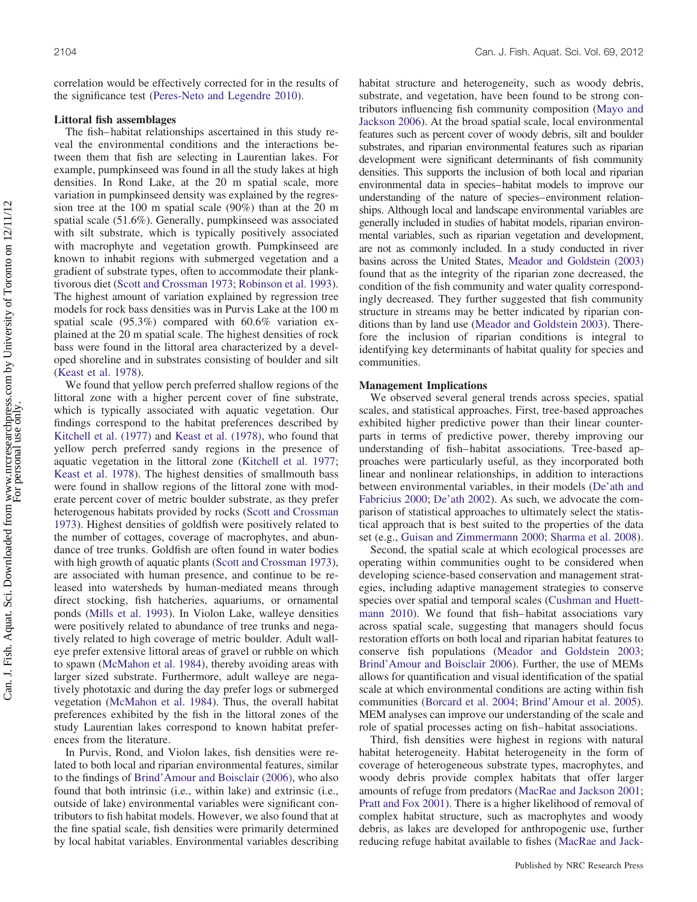correlation would be effectively corrected for in the results of the significance test (Peres-Neto and Legendre 2010).

### Littoral fish assemblages

The fish–habitat relationships ascertained in this study reveal the environmental conditions and the interactions between them that fish are selecting in Laurentian lakes. For example, pumpkinseed was found in all the study lakes at high densities. In Rond Lake, at the 20 m spatial scale, more variation in pumpkinseed density was explained by the regression tree at the 100 m spatial scale (90%) than at the 20 m spatial scale (51.6%). Generally, pumpkinseed was associated with silt substrate, which is typically positively associated with macrophyte and vegetation growth. Pumpkinseed are known to inhabit regions with submerged vegetation and a gradient of substrate types, often to accommodate their planktivorous diet (Scott and Crossman 1973; Robinson et al. 1993). The highest amount of variation explained by regression tree models for rock bass densities was in Purvis Lake at the 100 m spatial scale (95.3%) compared with 60.6% variation explained at the 20 m spatial scale. The highest densities of rock bass were found in the littoral area characterized by a developed shoreline and in substrates consisting of boulder and silt (Keast et al. 1978).

We found that yellow perch preferred shallow regions of the littoral zone with a higher percent cover of fine substrate, which is typically associated with aquatic vegetation. Our findings correspond to the habitat preferences described by Kitchell et al. (1977) and Keast et al. (1978), who found that yellow perch preferred sandy regions in the presence of aquatic vegetation in the littoral zone (Kitchell et al. 1977; Keast et al. 1978). The highest densities of smallmouth bass were found in shallow regions of the littoral zone with moderate percent cover of metric boulder substrate, as they prefer heterogenous habitats provided by rocks (Scott and Crossman 1973). Highest densities of goldfish were positively related to the number of cottages, coverage of macrophytes, and abundance of tree trunks. Goldfish are often found in water bodies with high growth of aquatic plants (Scott and Crossman 1973), are associated with human presence, and continue to be released into watersheds by human-mediated means through direct stocking, fish hatcheries, aquariums, or ornamental ponds (Mills et al. 1993). In Violon Lake, walleye densities were positively related to abundance of tree trunks and negatively related to high coverage of metric boulder. Adult walleye prefer extensive littoral areas of gravel or rubble on which to spawn (McMahon et al. 1984), thereby avoiding areas with larger sized substrate. Furthermore, adult walleye are negatively phototaxic and during the day prefer logs or submerged vegetation (McMahon et al. 1984). Thus, the overall habitat preferences exhibited by the fish in the littoral zones of the study Laurentian lakes correspond to known habitat preferences from the literature.

In Purvis, Rond, and Violon lakes, fish densities were related to both local and riparian environmental features, similar to the findings of Brind'Amour and Boisclair (2006), who also found that both intrinsic (i.e., within lake) and extrinsic (i.e., outside of lake) environmental variables were significant contributors to fish habitat models. However, we also found that at the fine spatial scale, fish densities were primarily determined by local habitat variables. Environmental variables describing habitat structure and heterogeneity, such as woody debris, substrate, and vegetation, have been found to be strong contributors influencing fish community composition (Mayo and Jackson 2006). At the broad spatial scale, local environmental features such as percent cover of woody debris, silt and boulder substrates, and riparian environmental features such as riparian development were significant determinants of fish community densities. This supports the inclusion of both local and riparian environmental data in species–habitat models to improve our understanding of the nature of species–environment relationships. Although local and landscape environmental variables are generally included in studies of habitat models, riparian environmental variables, such as riparian vegetation and development, are not as commonly included. In a study conducted in river basins across the United States, Meador and Goldstein (2003) found that as the integrity of the riparian zone decreased, the condition of the fish community and water quality correspondingly decreased. They further suggested that fish community structure in streams may be better indicated by riparian conditions than by land use (Meador and Goldstein 2003). Therefore the inclusion of riparian conditions is integral to identifying key determinants of habitat quality for species and communities.

### Management Implications

We observed several general trends across species, spatial scales, and statistical approaches. First, tree-based approaches exhibited higher predictive power than their linear counterparts in terms of predictive power, thereby improving our understanding of fish–habitat associations. Tree-based approaches were particularly useful, as they incorporated both linear and nonlinear relationships, in addition to interactions between environmental variables, in their models (De'ath and Fabricius 2000; De'ath 2002). As such, we advocate the comparison of statistical approaches to ultimately select the statistical approach that is best suited to the properties of the data set (e.g., Guisan and Zimmermann 2000; Sharma et al. 2008).

Second, the spatial scale at which ecological processes are operating within communities ought to be considered when developing science-based conservation and management strategies, including adaptive management strategies to conserve species over spatial and temporal scales (Cushman and Huettmann 2010). We found that fish–habitat associations vary across spatial scale, suggesting that managers should focus restoration efforts on both local and riparian habitat features to conserve fish populations (Meador and Goldstein 2003; Brind'Amour and Boisclair 2006). Further, the use of MEMs allows for quantification and visual identification of the spatial scale at which environmental conditions are acting within fish communities (Borcard et al. 2004; Brind'Amour et al. 2005). MEM analyses can improve our understanding of the scale and role of spatial processes acting on fish–habitat associations.

Third, fish densities were highest in regions with natural habitat heterogeneity. Habitat heterogeneity in the form of coverage of heterogeneous substrate types, macrophytes, and woody debris provide complex habitats that offer larger amounts of refuge from predators (MacRae and Jackson 2001; Pratt and Fox 2001). There is a higher likelihood of removal of complex habitat structure, such as macrophytes and woody debris, as lakes are developed for anthropogenic use, further reducing refuge habitat available to fishes (MacRae and Jack-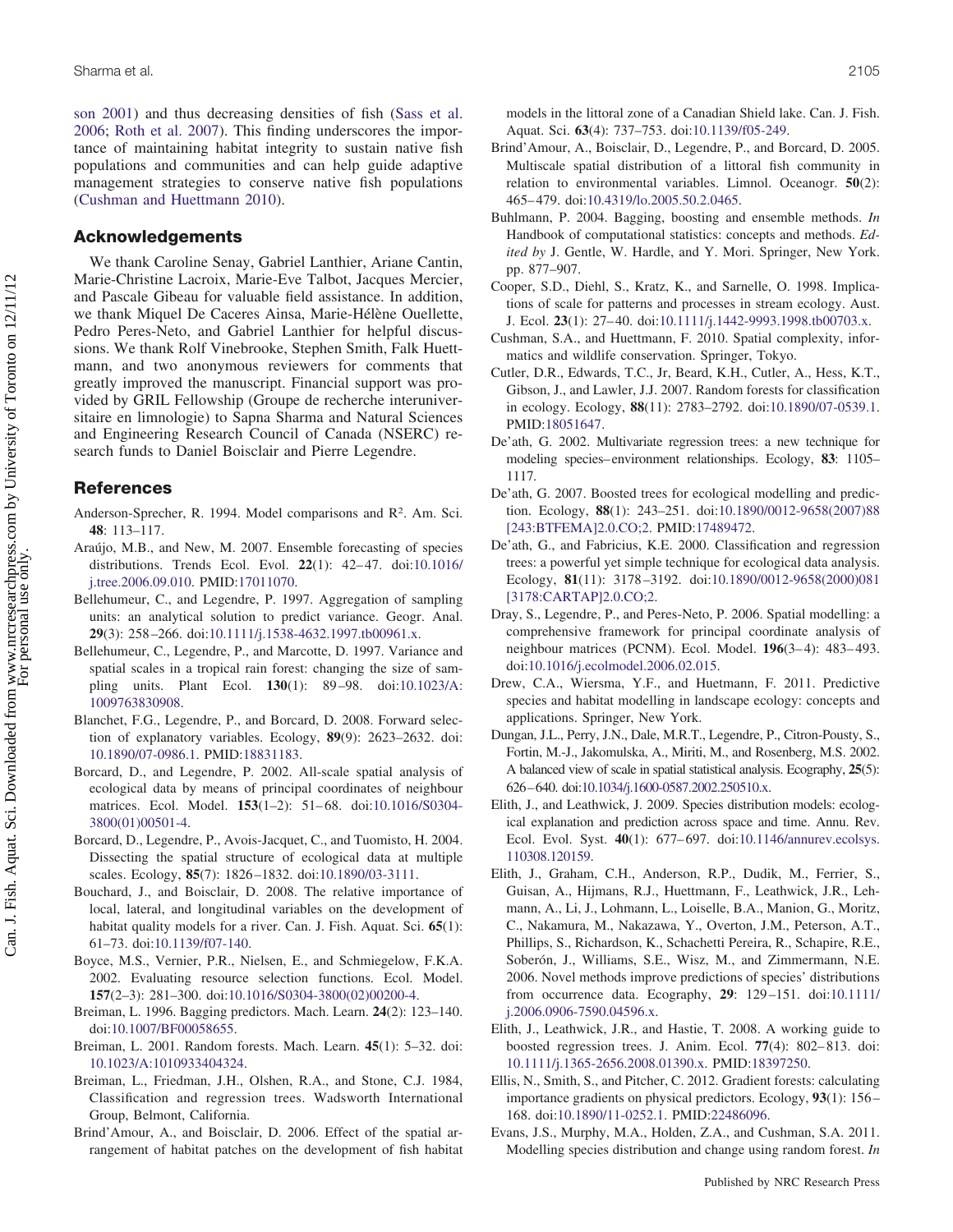son 2001) and thus decreasing densities of fish (Sass et al. 2006; Roth et al. 2007). This finding underscores the importance of maintaining habitat integrity to sustain native fish populations and communities and can help guide adaptive management strategies to conserve native fish populations (Cushman and Huettmann 2010).

## Acknowledgements

We thank Caroline Senay, Gabriel Lanthier, Ariane Cantin, Marie-Christine Lacroix, Marie-Eve Talbot, Jacques Mercier, and Pascale Gibeau for valuable field assistance. In addition, we thank Miquel De Caceres Ainsa, Marie-Hélène Ouellette, Pedro Peres-Neto, and Gabriel Lanthier for helpful discussions. We thank Rolf Vinebrooke, Stephen Smith, Falk Huettmann, and two anonymous reviewers for comments that greatly improved the manuscript. Financial support was provided by GRIL Fellowship (Groupe de recherche interuniversitaire en limnologie) to Sapna Sharma and Natural Sciences and Engineering Research Council of Canada (NSERC) research funds to Daniel Boisclair and Pierre Legendre.

## References

Anderson-Sprecher, R. 1994. Model comparisons and $R^2$. Am. Sci. **48**: 113–117.

Araújo, M.B., and New, M. 2007. Ensemble forecasting of species distributions. Trends Ecol. Evol. **22**(1): 42–47. doi:10.1016/j.tree.2006.09.010. PMID:17011070.

Bellehumeur, C., and Legendre, P. 1997. Aggregation of sampling units: an analytical solution to predict variance. Geogr. Anal. **29**(3): 258–266. doi:10.1111/j.1538-4632.1997.tb00961.x.

Bellehumeur, C., Legendre, P., and Marcotte, D. 1997. Variance and spatial scales in a tropical rain forest: changing the size of sampling units. Plant Ecol. **130**(1): 89–98. doi:10.1023/A:1009763830908.

Blanchet, F.G., Legendre, P., and Borcard, D. 2008. Forward selection of explanatory variables. Ecology, **89**(9): 2623–2632. doi:10.1890/07-0986.1. PMID:18831183.

Borcard, D., and Legendre, P. 2002. All-scale spatial analysis of ecological data by means of principal coordinates of neighbour matrices. Ecol. Model. **153**(1–2): 51–68. doi:10.1016/S0304-3800(01)00501-4.

Borcard, D., Legendre, P., Avois-Jacquet, C., and Tuomisto, H. 2004. Dissecting the spatial structure of ecological data at multiple scales. Ecology, **85**(7): 1826–1832. doi:10.1890/03-3111.

Bouchard, J., and Boisclair, D. 2008. The relative importance of local, lateral, and longitudinal variables on the development of habitat quality models for a river. Can. J. Fish. Aquat. Sci. **65**(1): 61–73. doi:10.1139/f07-140.

Boyce, M.S., Vernier, P.R., Nielsen, E., and Schmiegelow, F.K.A. 2002. Evaluating resource selection functions. Ecol. Model. **157**(2–3): 281–300. doi:10.1016/S0304-3800(02)00200-4.

Breiman, L. 1996. Bagging predictors. Mach. Learn. **24**(2): 123–140. doi:10.1007/BF00058655.

Breiman, L. 2001. Random forests. Mach. Learn. **45**(1): 5–32. doi:10.1023/A:1010933404324.

Breiman, L., Friedman, J.H., Olshen, R.A., and Stone, C.J. 1984, Classification and regression trees. Wadsworth International Group, Belmont, California.

Brind'Amour, A., and Boisclair, D. 2006. Effect of the spatial arrangement of habitat patches on the development of fish habitat models in the littoral zone of a Canadian Shield lake. Can. J. Fish. Aquat. Sci. **63**(4): 737–753. doi:10.1139/f05-249.

Brind'Amour, A., Boisclair, D., Legendre, P., and Borcard, D. 2005. Multiscale spatial distribution of a littoral fish community in relation to environmental variables. Limnol. Oceanogr. **50**(2): 465–479. doi:10.4319/lo.2005.50.2.0465.

Buhlmann, P. 2004. Bagging, boosting and ensemble methods. *In* Handbook of computational statistics: concepts and methods. *Edited by* J. Gentle, W. Hardle, and Y. Mori. Springer, New York. pp. 877–907.

Cooper, S.D., Diehl, S., Kratz, K., and Sarnelle, O. 1998. Implications of scale for patterns and processes in stream ecology. Aust. J. Ecol. **23**(1): 27–40. doi:10.1111/j.1442-9993.1998.tb00703.x.

Cushman, S.A., and Huettmann, F. 2010. Spatial complexity, informatics and wildlife conservation. Springer, Tokyo.

Cutler, D.R., Edwards, T.C., Jr, Beard, K.H., Cutler, A., Hess, K.T., Gibson, J., and Lawler, J.J. 2007. Random forests for classification in ecology. Ecology, **88**(11): 2783–2792. doi:10.1890/07-0539.1. PMID:18051647.

De'ath, G. 2002. Multivariate regression trees: a new technique for modeling species–environment relationships. Ecology, **83**: 1105–1117.

De'ath, G. 2007. Boosted trees for ecological modelling and prediction. Ecology, **88**(1): 243–251. doi:10.1890/0012-9658(2007)88[243:BTFEMA]2.0.CO;2. PMID:17489472.

De'ath, G., and Fabricius, K.E. 2000. Classification and regression trees: a powerful yet simple technique for ecological data analysis. Ecology, **81**(11): 3178–3192. doi:10.1890/0012-9658(2000)081[3178:CARTAP]2.0.CO;2.

Dray, S., Legendre, P., and Peres-Neto, P. 2006. Spatial modelling: a comprehensive framework for principal coordinate analysis of neighbour matrices (PCNM). Ecol. Model. **196**(3–4): 483–493. doi:10.1016/j.ecolmodel.2006.02.015.

Drew, C.A., Wiersma, Y.F., and Huetmann, F. 2011. Predictive species and habitat modelling in landscape ecology: concepts and applications. Springer, New York.

Dungan, J.L., Perry, J.N., Dale, M.R.T., Legendre, P., Citron-Pousty, S., Fortin, M.-J., Jakomulska, A., Miriti, M., and Rosenberg, M.S. 2002. A balanced view of scale in spatial statistical analysis. Ecography, **25**(5): 626–640. doi:10.1034/j.1600-0587.2002.250510.x.

Elith, J., and Leathwick, J. 2009. Species distribution models: ecological explanation and prediction across space and time. Annu. Rev. Ecol. Evol. Syst. **40**(1): 677–697. doi:10.1146/annurev.ecolsys.110308.120159.

Elith, J., Graham, C.H., Anderson, R.P., Dudik, M., Ferrier, S., Guisan, A., Hijmans, R.J., Huettmann, F., Leathwick, J.R., Lehmann, A., Li, J., Lohmann, L., Loiselle, B.A., Manion, G., Moritz, C., Nakamura, M., Nakazawa, Y., Overton, J.M., Peterson, A.T., Phillips, S., Richardson, K., Schachetti Pereira, R., Schapire, R.E., Soberón, J., Williams, S.E., Wisz, M., and Zimmermann, N.E. 2006. Novel methods improve predictions of species' distributions from occurrence data. Ecography, **29**: 129–151. doi:10.1111/j.2006.0906-7590.04596.x.

Elith, J., Leathwick, J.R., and Hastie, T. 2008. A working guide to boosted regression trees. J. Anim. Ecol. **77**(4): 802–813. doi:10.1111/j.1365-2656.2008.01390.x. PMID:18397250.

Ellis, N., Smith, S., and Pitcher, C. 2012. Gradient forests: calculating importance gradients on physical predictors. Ecology, **93**(1): 156–168. doi:10.1890/11-0252.1. PMID:22486096.

Evans, J.S., Murphy, M.A., Holden, Z.A., and Cushman, S.A. 2011. Modelling species distribution and change using random forest. *In*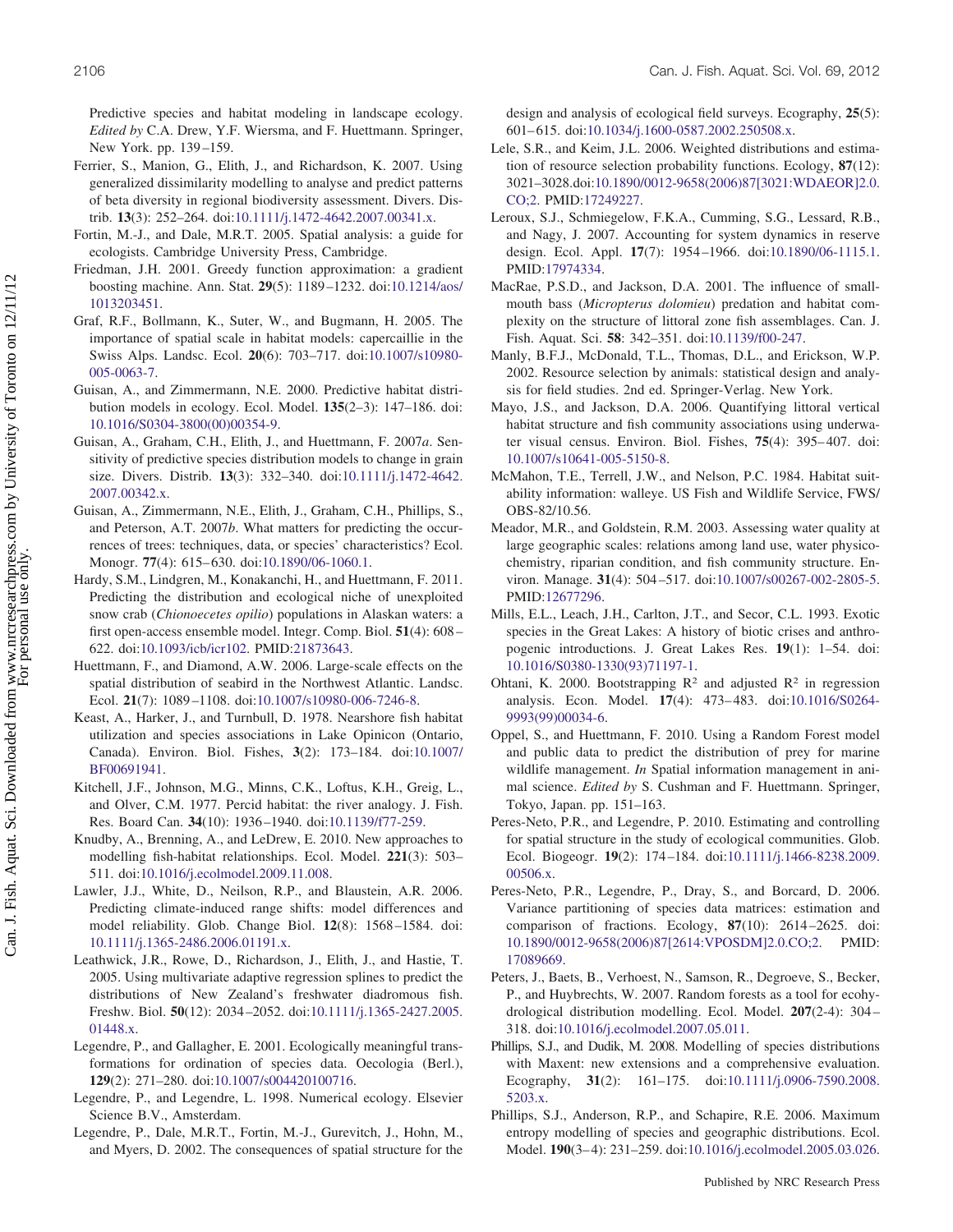Predictive species and habitat modeling in landscape ecology. *Edited by* C.A. Drew, Y.F. Wiersma, and F. Huettmann. Springer, New York. pp. 139–159.

Ferrier, S., Manion, G., Elith, J., and Richardson, K. 2007. Using generalized dissimilarity modelling to analyse and predict patterns of beta diversity in regional biodiversity assessment. Divers. Distrib. **13**(3): 252–264. doi:10.1111/j.1472-4642.2007.00341.x.

Fortin, M.-J., and Dale, M.R.T. 2005. Spatial analysis: a guide for ecologists. Cambridge University Press, Cambridge.

Friedman, J.H. 2001. Greedy function approximation: a gradient boosting machine. Ann. Stat. **29**(5): 1189–1232. doi:10.1214/aos/1013203451.

Graf, R.F., Bollmann, K., Suter, W., and Bugmann, H. 2005. The importance of spatial scale in habitat models: capercaillie in the Swiss Alps. Landsc. Ecol. **20**(6): 703–717. doi:10.1007/s10980-005-0063-7.

Guisan, A., and Zimmermann, N.E. 2000. Predictive habitat distribution models in ecology. Ecol. Model. **135**(2–3): 147–186. doi:10.1016/S0304-3800(00)00354-9.

Guisan, A., Graham, C.H., Elith, J., and Huettmann, F. 2007*a*. Sensitivity of predictive species distribution models to change in grain size. Divers. Distrib. **13**(3): 332–340. doi:10.1111/j.1472-4642.2007.00342.x.

Guisan, A., Zimmermann, N.E., Elith, J., Graham, C.H., Phillips, S., and Peterson, A.T. 2007*b*. What matters for predicting the occurrences of trees: techniques, data, or species' characteristics? Ecol. Monogr. **77**(4): 615–630. doi:10.1890/06-1060.1.

Hardy, S.M., Lindgren, M., Konakanchi, H., and Huettmann, F. 2011. Predicting the distribution and ecological niche of unexploited snow crab (*Chionoecetes opilio*) populations in Alaskan waters: a first open-access ensemble model. Integr. Comp. Biol. **51**(4): 608–622. doi:10.1093/icb/icr102. PMID:21873643.

Huettmann, F., and Diamond, A.W. 2006. Large-scale effects on the spatial distribution of seabird in the Northwest Atlantic. Landsc. Ecol. **21**(7): 1089–1108. doi:10.1007/s10980-006-7246-8.

Keast, A., Harker, J., and Turnbull, D. 1978. Nearshore fish habitat utilization and species associations in Lake Opinicon (Ontario, Canada). Environ. Biol. Fishes, **3**(2): 173–184. doi:10.1007/BF00691941.

Kitchell, J.F., Johnson, M.G., Minns, C.K., Loftus, K.H., Greig, L., and Olver, C.M. 1977. Percid habitat: the river analogy. J. Fish. Res. Board Can. **34**(10): 1936–1940. doi:10.1139/f77-259.

Knudby, A., Brenning, A., and LeDrew, E. 2010. New approaches to modelling fish-habitat relationships. Ecol. Model. **221**(3): 503–511. doi:10.1016/j.ecolmodel.2009.11.008.

Lawler, J.J., White, D., Neilson, R.P., and Blaustein, A.R. 2006. Predicting climate-induced range shifts: model differences and model reliability. Glob. Change Biol. **12**(8): 1568–1584. doi:10.1111/j.1365-2486.2006.01191.x.

Leathwick, J.R., Rowe, D., Richardson, J., Elith, J., and Hastie, T. 2005. Using multivariate adaptive regression splines to predict the distributions of New Zealand's freshwater diadromous fish. Freshw. Biol. **50**(12): 2034–2052. doi:10.1111/j.1365-2427.2005.01448.x.

Legendre, P., and Gallagher, E. 2001. Ecologically meaningful transformations for ordination of species data. Oecologia (Berl.), **129**(2): 271–280. doi:10.1007/s004420100716.

Legendre, P., and Legendre, L. 1998. Numerical ecology. Elsevier Science B.V., Amsterdam.

Legendre, P., Dale, M.R.T., Fortin, M.-J., Gurevitch, J., Hohn, M., and Myers, D. 2002. The consequences of spatial structure for the design and analysis of ecological field surveys. Ecography, **25**(5): 601–615. doi:10.1034/j.1600-0587.2002.250508.x.

Lele, S.R., and Keim, J.L. 2006. Weighted distributions and estimation of resource selection probability functions. Ecology, **87**(12): 3021–3028.doi:10.1890/0012-9658(2006)87[3021:WDAEOR]2.0.CO;2. PMID:17249227.

Leroux, S.J., Schmiegelow, F.K.A., Cumming, S.G., Lessard, R.B., and Nagy, J. 2007. Accounting for system dynamics in reserve design. Ecol. Appl. **17**(7): 1954–1966. doi:10.1890/06-1115.1. PMID:17974334.

MacRae, P.S.D., and Jackson, D.A. 2001. The influence of smallmouth bass (*Micropterus dolomieu*) predation and habitat complexity on the structure of littoral zone fish assemblages. Can. J. Fish. Aquat. Sci. **58**: 342–351. doi:10.1139/f00-247.

Manly, B.F.J., McDonald, T.L., Thomas, D.L., and Erickson, W.P. 2002. Resource selection by animals: statistical design and analysis for field studies. 2nd ed. Springer-Verlag. New York.

Mayo, J.S., and Jackson, D.A. 2006. Quantifying littoral vertical habitat structure and fish community associations using underwater visual census. Environ. Biol. Fishes, **75**(4): 395–407. doi:10.1007/s10641-005-5150-8.

McMahon, T.E., Terrell, J.W., and Nelson, P.C. 1984. Habitat suitability information: walleye. US Fish and Wildlife Service, FWS/OBS-82/10.56.

Meador, M.R., and Goldstein, R.M. 2003. Assessing water quality at large geographic scales: relations among land use, water physicochemistry, riparian condition, and fish community structure. Environ. Manage. **31**(4): 504–517. doi:10.1007/s00267-002-2805-5. PMID:12677296.

Mills, E.L., Leach, J.H., Carlton, J.T., and Secor, C.L. 1993. Exotic species in the Great Lakes: A history of biotic crises and anthropogenic introductions. J. Great Lakes Res. **19**(1): 1–54. doi:10.1016/S0380-1330(93)71197-1.

Ohtani, K. 2000. Bootstrapping $R^2$ and adjusted $R^2$ in regression analysis. Econ. Model. **17**(4): 473–483. doi:10.1016/S0264-9993(99)00034-6.

Oppel, S., and Huettmann, F. 2010. Using a Random Forest model and public data to predict the distribution of prey for marine wildlife management. *In* Spatial information management in animal science. *Edited by* S. Cushman and F. Huettmann. Springer, Tokyo, Japan. pp. 151–163.

Peres-Neto, P.R., and Legendre, P. 2010. Estimating and controlling for spatial structure in the study of ecological communities. Glob. Ecol. Biogeogr. **19**(2): 174–184. doi:10.1111/j.1466-8238.2009.00506.x.

Peres-Neto, P.R., Legendre, P., Dray, S., and Borcard, D. 2006. Variance partitioning of species data matrices: estimation and comparison of fractions. Ecology, **87**(10): 2614–2625. doi:10.1890/0012-9658(2006)87[2614:VPOSDM]2.0.CO;2. PMID:17089669.

Peters, J., Baets, B., Verhoest, N., Samson, R., Degroeve, S., Becker, P., and Huybrechts, W. 2007. Random forests as a tool for ecohydrological distribution modelling. Ecol. Model. **207**(2-4): 304–318. doi:10.1016/j.ecolmodel.2007.05.011.

Phillips, S.J., and Dudik, M. 2008. Modelling of species distributions with Maxent: new extensions and a comprehensive evaluation. Ecography, **31**(2): 161–175. doi:10.1111/j.0906-7590.2008.5203.x.

Phillips, S.J., Anderson, R.P., and Schapire, R.E. 2006. Maximum entropy modelling of species and geographic distributions. Ecol. Model. **190**(3–4): 231–259. doi:10.1016/j.ecolmodel.2005.03.026.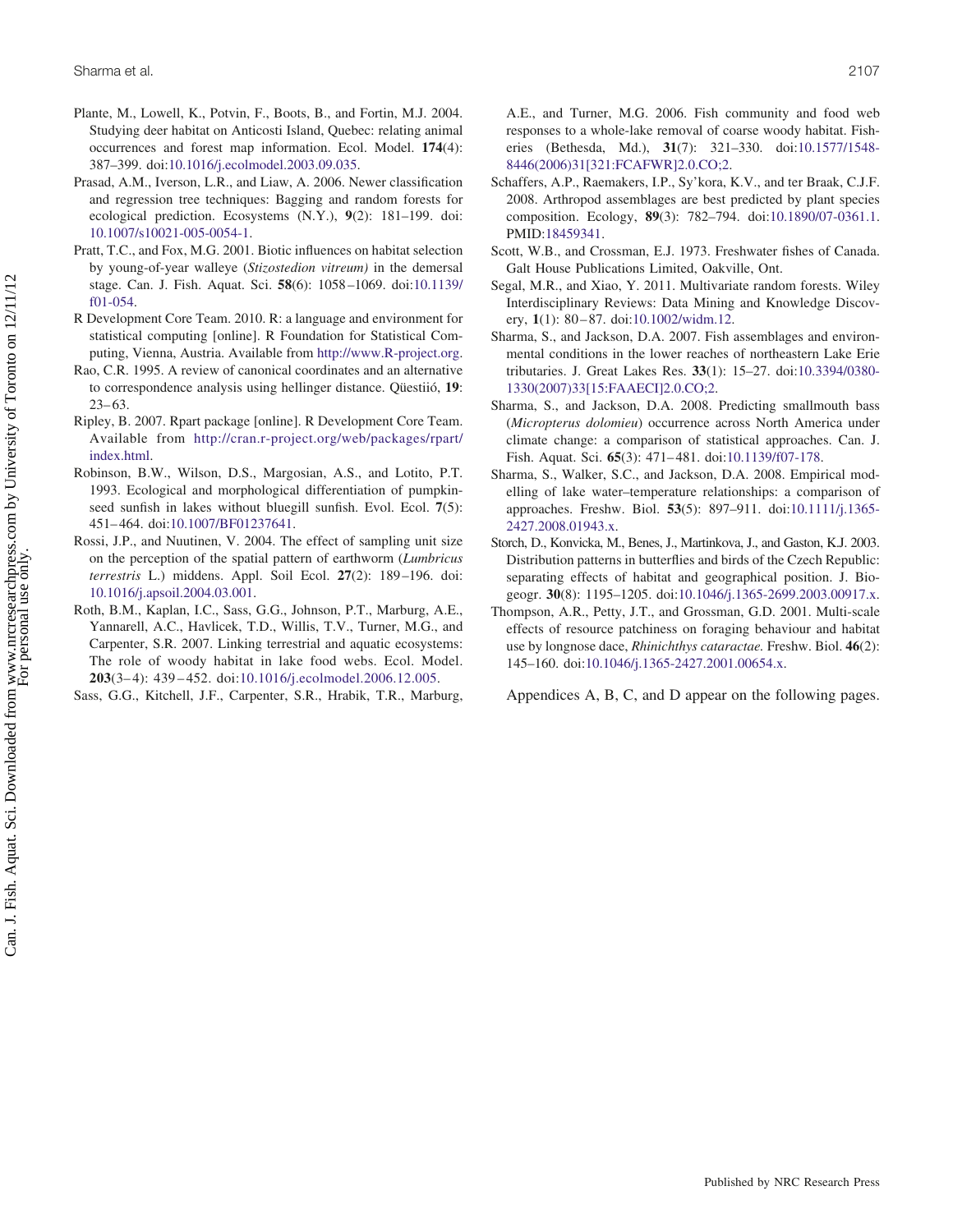Plante, M., Lowell, K., Potvin, F., Boots, B., and Fortin, M.J. 2004. Studying deer habitat on Anticosti Island, Quebec: relating animal occurrences and forest map information. Ecol. Model. **174**(4): 387–399. doi:10.1016/j.ecolmodel.2003.09.035.

Prasad, A.M., Iverson, L.R., and Liaw, A. 2006. Newer classification and regression tree techniques: Bagging and random forests for ecological prediction. Ecosystems (N.Y.), **9**(2): 181–199. doi:10.1007/s10021-005-0054-1.

Pratt, T.C., and Fox, M.G. 2001. Biotic influences on habitat selection by young-of-year walleye (*Stizostedion vitreum)* in the demersal stage. Can. J. Fish. Aquat. Sci. **58**(6): 1058–1069. doi:10.1139/f01-054.

R Development Core Team. 2010. R: a language and environment for statistical computing [online]. R Foundation for Statistical Computing, Vienna, Austria. Available from http://www.R-project.org.

Rao, C.R. 1995. A review of canonical coordinates and an alternative to correspondence analysis using hellinger distance. Qüestiió, **19**: 23–63.

Ripley, B. 2007. Rpart package [online]. R Development Core Team. Available from http://cran.r-project.org/web/packages/rpart/index.html.

Robinson, B.W., Wilson, D.S., Margosian, A.S., and Lotito, P.T. 1993. Ecological and morphological differentiation of pumpkinseed sunfish in lakes without bluegill sunfish. Evol. Ecol. **7**(5): 451–464. doi:10.1007/BF01237641.

Rossi, J.P., and Nuutinen, V. 2004. The effect of sampling unit size on the perception of the spatial pattern of earthworm (*Lumbricus terrestris* L.) middens. Appl. Soil Ecol. **27**(2): 189–196. doi:10.1016/j.apsoil.2004.03.001.

Roth, B.M., Kaplan, I.C., Sass, G.G., Johnson, P.T., Marburg, A.E., Yannarell, A.C., Havlicek, T.D., Willis, T.V., Turner, M.G., and Carpenter, S.R. 2007. Linking terrestrial and aquatic ecosystems: The role of woody habitat in lake food webs. Ecol. Model. **203**(3–4): 439–452. doi:10.1016/j.ecolmodel.2006.12.005.

Sass, G.G., Kitchell, J.F., Carpenter, S.R., Hrabik, T.R., Marburg, A.E., and Turner, M.G. 2006. Fish community and food web responses to a whole-lake removal of coarse woody habitat. Fisheries (Bethesda, Md.), **31**(7): 321–330. doi:10.1577/1548-8446(2006)31[321:FCAFWR]2.0.CO;2.

Schaffers, A.P., Raemakers, I.P., Sy'kora, K.V., and ter Braak, C.J.F. 2008. Arthropod assemblages are best predicted by plant species composition. Ecology, **89**(3): 782–794. doi:10.1890/07-0361.1. PMID:18459341.

Scott, W.B., and Crossman, E.J. 1973. Freshwater fishes of Canada. Galt House Publications Limited, Oakville, Ont.

Segal, M.R., and Xiao, Y. 2011. Multivariate random forests. Wiley Interdisciplinary Reviews: Data Mining and Knowledge Discovery, **1**(1): 80–87. doi:10.1002/widm.12.

Sharma, S., and Jackson, D.A. 2007. Fish assemblages and environmental conditions in the lower reaches of northeastern Lake Erie tributaries. J. Great Lakes Res. **33**(1): 15–27. doi:10.3394/0380-1330(2007)33[15:FAAECI]2.0.CO;2.

Sharma, S., and Jackson, D.A. 2008. Predicting smallmouth bass (*Micropterus dolomieu*) occurrence across North America under climate change: a comparison of statistical approaches. Can. J. Fish. Aquat. Sci. **65**(3): 471–481. doi:10.1139/f07-178.

Sharma, S., Walker, S.C., and Jackson, D.A. 2008. Empirical modelling of lake water–temperature relationships: a comparison of approaches. Freshw. Biol. **53**(5): 897–911. doi:10.1111/j.1365-2427.2008.01943.x.

Storch, D., Konvicka, M., Benes, J., Martinkova, J., and Gaston, K.J. 2003. Distribution patterns in butterflies and birds of the Czech Republic: separating effects of habitat and geographical position. J. Biogeogr. **30**(8): 1195–1205. doi:10.1046/j.1365-2699.2003.00917.x.

Thompson, A.R., Petty, J.T., and Grossman, G.D. 2001. Multi-scale effects of resource patchiness on foraging behaviour and habitat use by longnose dace, *Rhinichthys cataractae*. Freshw. Biol. **46**(2): 145–160. doi:10.1046/j.1365-2427.2001.00654.x.

Appendices A, B, C, and D appear on the following pages.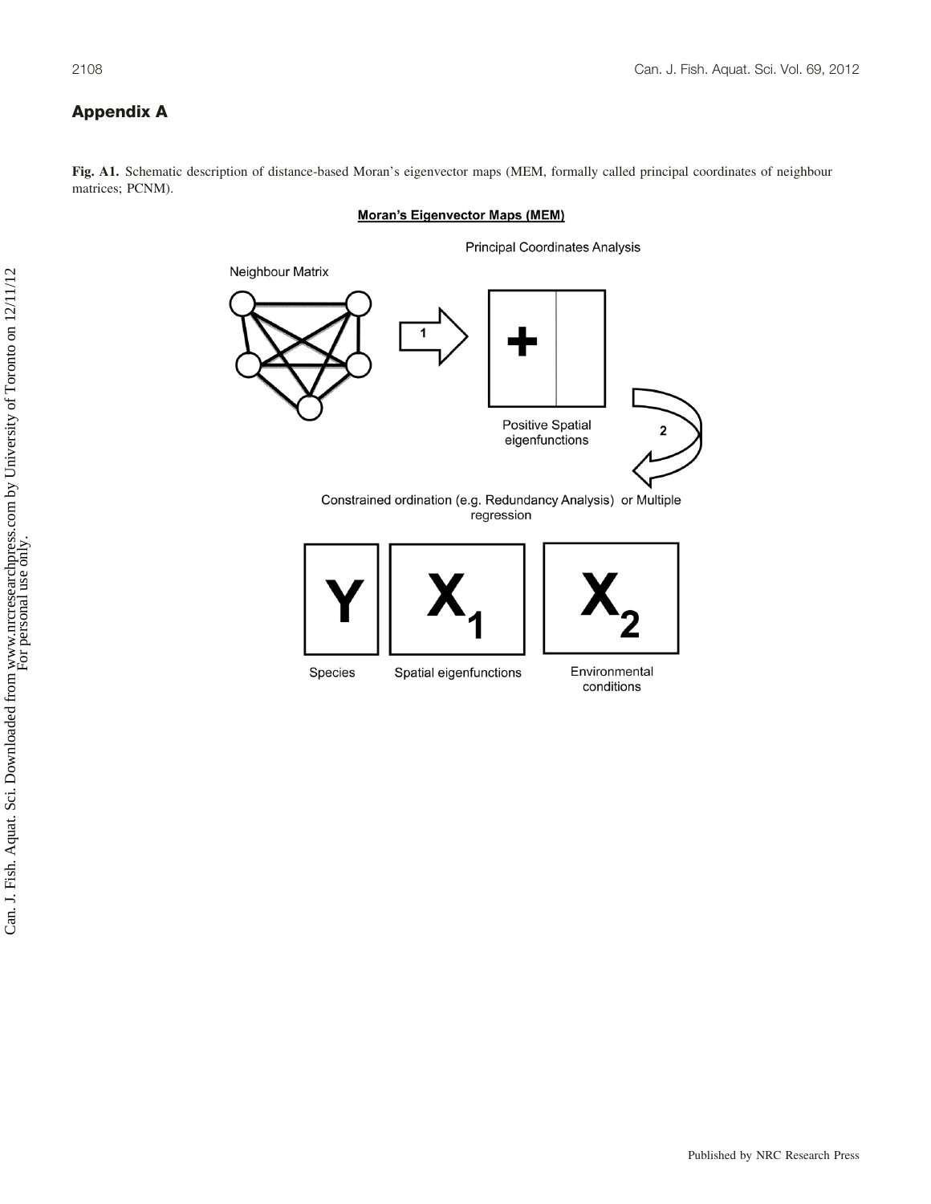## Appendix A

**Fig. A1.** Schematic description of distance-based Moran's eigenvector maps (MEM, formally called principal coordinates of neighbour matrices; PCNM).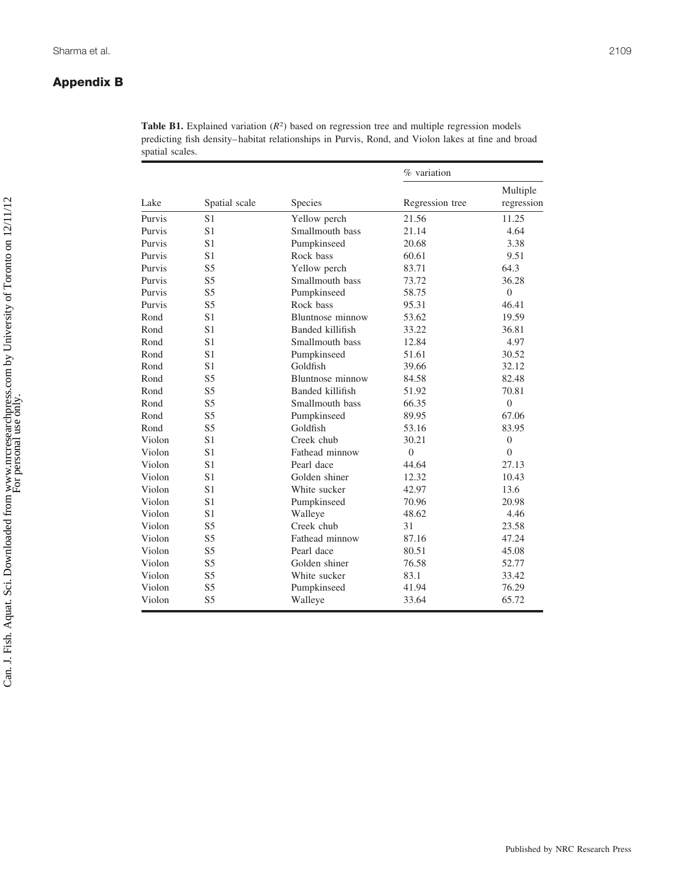## Appendix B

**Table B1.** Explained variation ($R^2$) based on regression tree and multiple regression models predicting fish density–habitat relationships in Purvis, Rond, and Violon lakes at fine and broad spatial scales.

| | | | % variation | |
|---|---|---|---|---|
| Lake | Spatial scale | Species | Regression tree | Multiple regression |
| Purvis | S1 | Yellow perch | 21.56 | 11.25 |
| Purvis | S1 | Smallmouth bass | 21.14 | 4.64 |
| Purvis | S1 | Pumpkinseed | 20.68 | 3.38 |
| Purvis | S1 | Rock bass | 60.61 | 9.51 |
| Purvis | S5 | Yellow perch | 83.71 | 64.3 |
| Purvis | S5 | Smallmouth bass | 73.72 | 36.28 |
| Purvis | S5 | Pumpkinseed | 58.75 | 0 |
| Purvis | S5 | Rock bass | 95.31 | 46.41 |
| Rond | S1 | Bluntnose minnow | 53.62 | 19.59 |
| Rond | S1 | Banded killifish | 33.22 | 36.81 |
| Rond | S1 | Smallmouth bass | 12.84 | 4.97 |
| Rond | S1 | Pumpkinseed | 51.61 | 30.52 |
| Rond | S1 | Goldfish | 39.66 | 32.12 |
| Rond | S5 | Bluntnose minnow | 84.58 | 82.48 |
| Rond | S5 | Banded killifish | 51.92 | 70.81 |
| Rond | S5 | Smallmouth bass | 66.35 | 0 |
| Rond | S5 | Pumpkinseed | 89.95 | 67.06 |
| Rond | S5 | Goldfish | 53.16 | 83.95 |
| Violon | S1 | Creek chub | 30.21 | 0 |
| Violon | S1 | Fathead minnow | 0 | 0 |
| Violon | S1 | Pearl dace | 44.64 | 27.13 |
| Violon | S1 | Golden shiner | 12.32 | 10.43 |
| Violon | S1 | White sucker | 42.97 | 13.6 |
| Violon | S1 | Pumpkinseed | 70.96 | 20.98 |
| Violon | S1 | Walleye | 48.62 | 4.46 |
| Violon | S5 | Creek chub | 31 | 23.58 |
| Violon | S5 | Fathead minnow | 87.16 | 47.24 |
| Violon | S5 | Pearl dace | 80.51 | 45.08 |
| Violon | S5 | Golden shiner | 76.58 | 52.77 |
| Violon | S5 | White sucker | 83.1 | 33.42 |
| Violon | S5 | Pumpkinseed | 41.94 | 76.29 |
| Violon | S5 | Walleye | 33.64 | 65.72 |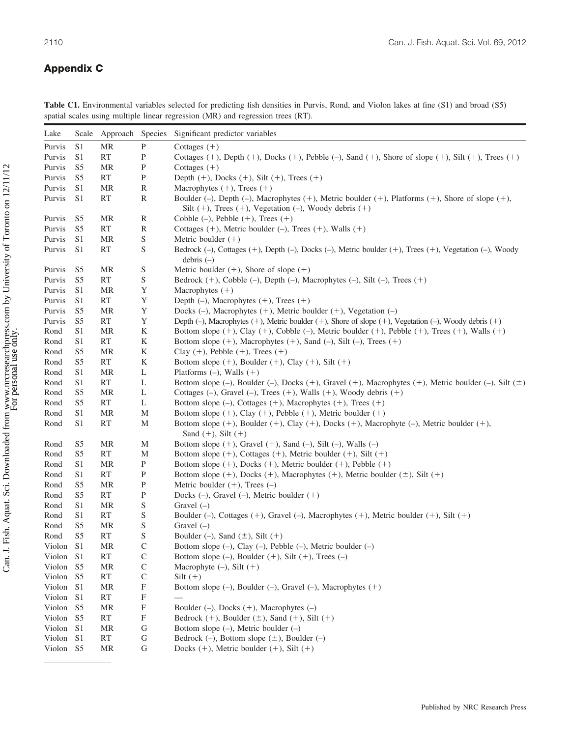## Appendix C

**Table C1.** Environmental variables selected for predicting fish densities in Purvis, Rond, and Violon lakes at fine (S1) and broad (S5) spatial scales using multiple linear regression (MR) and regression trees (RT).

| Lake | Scale | Approach | Species | Significant predictor variables |
|---|---|---|---|---|
| Purvis | S1 | MR | P | Cottages (+) |
| Purvis | S1 | RT | P | Cottages (+), Depth (+), Docks (+), Pebble (–), Sand (+), Shore of slope (+), Silt (+), Trees (+) |
| Purvis | S5 | MR | P | Cottages (+) |
| Purvis | S5 | RT | P | Depth (+), Docks (+), Silt (+), Trees (+) |
| Purvis | S1 | MR | R | Macrophytes (+), Trees (+) |
| Purvis | S1 | RT | R | Boulder (–), Depth (–), Macrophytes (+), Metric boulder (+), Platforms (+), Shore of slope (+), Silt (+), Trees (+), Vegetation (–), Woody debris (+) |
| Purvis | S5 | MR | R | Cobble (–), Pebble (+), Trees (+) |
| Purvis | S5 | RT | R | Cottages (+), Metric boulder (–), Trees (+), Walls (+) |
| Purvis | S1 | MR | S | Metric boulder (+) |
| Purvis | S1 | RT | S | Bedrock (–), Cottages (+), Depth (–), Docks (–), Metric boulder (+), Trees (+), Vegetation (–), Woody debris (–) |
| Purvis | S5 | MR | S | Metric boulder (+), Shore of slope (+) |
| Purvis | S5 | RT | S | Bedrock (+), Cobble (–), Depth (–), Macrophytes (–), Silt (–), Trees (+) |
| Purvis | S1 | MR | Y | Macrophytes (+) |
| Purvis | S1 | RT | Y | Depth (–), Macrophytes (+), Trees (+) |
| Purvis | S5 | MR | Y | Docks (–), Macrophytes (+), Metric boulder (+), Vegetation (–) |
| Purvis | S5 | RT | Y | Depth (–), Macrophytes (+), Metric boulder (+), Shore of slope (+), Vegetation (–), Woody debris (+) |
| Rond | S1 | MR | K | Bottom slope (+), Clay (+), Cobble (–), Metric boulder (+), Pebble (+), Trees (+), Walls (+) |
| Rond | S1 | RT | K | Bottom slope (+), Macrophytes (+), Sand (–), Silt (–), Trees (+) |
| Rond | S5 | MR | K | Clay (+), Pebble (+), Trees (+) |
| Rond | S5 | RT | K | Bottom slope (+), Boulder (+), Clay (+), Silt (+) |
| Rond | S1 | MR | L | Platforms (–), Walls (+) |
| Rond | S1 | RT | L | Bottom slope (–), Boulder (–), Docks (+), Gravel (+), Macrophytes (+), Metric boulder (–), Silt (±) |
| Rond | S5 | MR | L | Cottages (–), Gravel (–), Trees (+), Walls (+), Woody debris (+) |
| Rond | S5 | RT | L | Bottom slope (–), Cottages (+), Macrophytes (+), Trees (+) |
| Rond | S1 | MR | M | Bottom slope (+), Clay (+), Pebble (+), Metric boulder (+) |
| Rond | S1 | RT | M | Bottom slope (+), Boulder (+), Clay (+), Docks (+), Macrophyte (–), Metric boulder (+), Sand (+), Silt (+) |
| Rond | S5 | MR | M | Bottom slope (+), Gravel (+), Sand (–), Silt (–), Walls (–) |
| Rond | S5 | RT | M | Bottom slope (+), Cottages (+), Metric boulder (+), Silt (+) |
| Rond | S1 | MR | P | Bottom slope (+), Docks (+), Metric boulder (+), Pebble (+) |
| Rond | S1 | RT | P | Bottom slope (+), Docks (+), Macrophytes (+), Metric boulder (±), Silt (+) |
| Rond | S5 | MR | P | Metric boulder (+), Trees (–) |
| Rond | S5 | RT | P | Docks (–), Gravel (–), Metric boulder (+) |
| Rond | S1 | MR | S | Gravel (–) |
| Rond | S1 | RT | S | Boulder (–), Cottages (+), Gravel (–), Macrophytes (+), Metric boulder (+), Silt (+) |
| Rond | S5 | MR | S | Gravel (–) |
| Rond | S5 | RT | S | Boulder (–), Sand (±), Silt (+) |
| Violon | S1 | MR | C | Bottom slope (–), Clay (–), Pebble (–), Metric boulder (–) |
| Violon | S1 | RT | C | Bottom slope (–), Boulder (+), Silt (+), Trees (–) |
| Violon | S5 | MR | C | Macrophyte (–), Silt (+) |
| Violon | S5 | RT | C | Silt (+) |
| Violon | S1 | MR | F | Bottom slope (–), Boulder (–), Gravel (–), Macrophytes (+) |
| Violon | S1 | RT | F | — |
| Violon | S5 | MR | F | Boulder (–), Docks (+), Macrophytes (–) |
| Violon | S5 | RT | F | Bedrock (+), Boulder (±), Sand (+), Silt (+) |
| Violon | S1 | MR | G | Bottom slope (–), Metric boulder (–) |
| Violon | S1 | RT | G | Bedrock (–), Bottom slope (±), Boulder (–) |
| Violon | S5 | MR | G | Docks (+), Metric boulder (+), Silt (+) |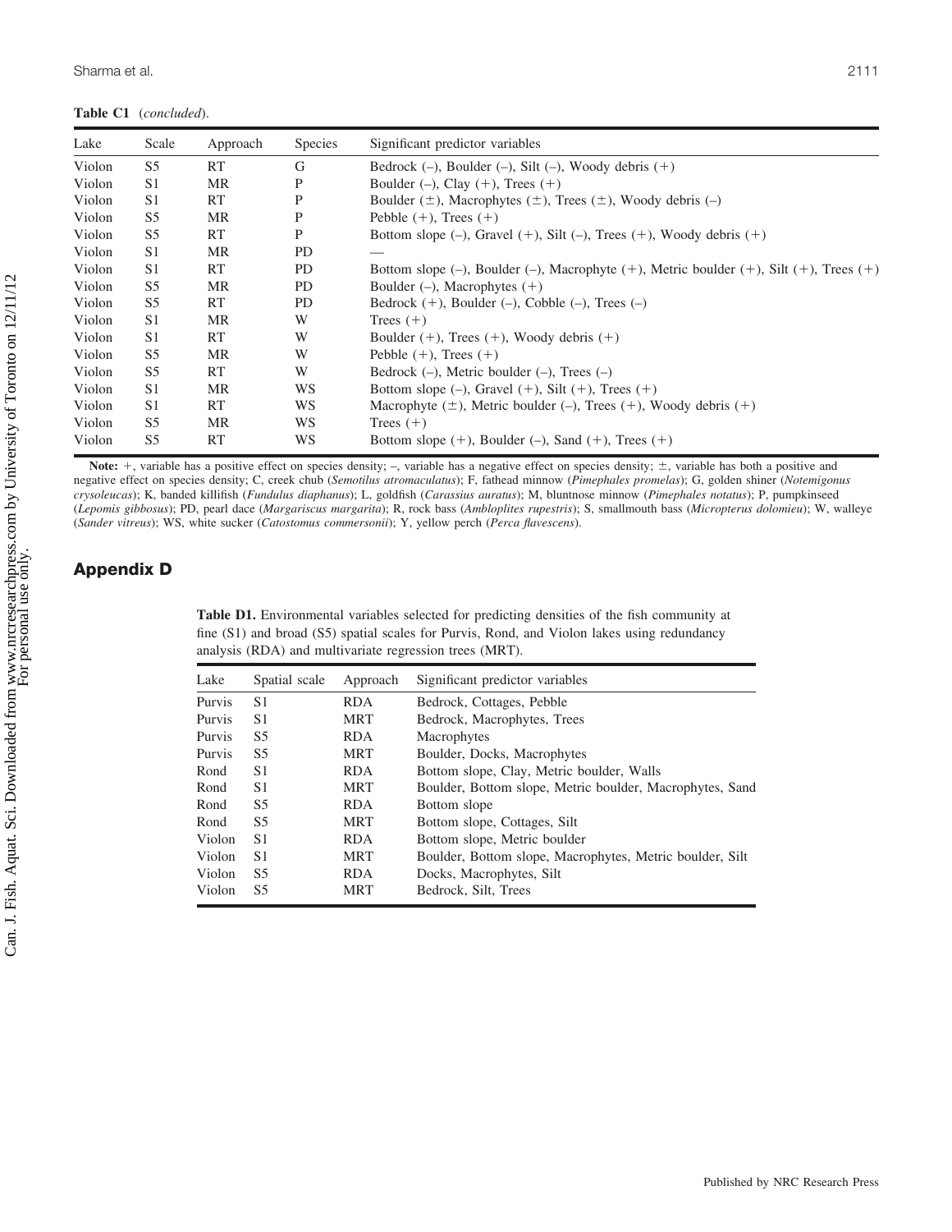**Table C1** (*concluded*).

| Lake | Scale | Approach | Species | Significant predictor variables |
|---|---|---|---|---|
| Violon | S5 | RT | G | Bedrock (–), Boulder (–), Silt (–), Woody debris (+) |
| Violon | S1 | MR | P | Boulder (–), Clay (+), Trees (+) |
| Violon | S1 | RT | P | Boulder (±), Macrophytes (±), Trees (±), Woody debris (–) |
| Violon | S5 | MR | P | Pebble (+), Trees (+) |
| Violon | S5 | RT | P | Bottom slope (–), Gravel (+), Silt (–), Trees (+), Woody debris (+) |
| Violon | S1 | MR | PD | — |
| Violon | S1 | RT | PD | Bottom slope (–), Boulder (–), Macrophyte (+), Metric boulder (+), Silt (+), Trees (+) |
| Violon | S5 | MR | PD | Boulder (–), Macrophytes (+) |
| Violon | S5 | RT | PD | Bedrock (+), Boulder (–), Cobble (–), Trees (–) |
| Violon | S1 | MR | W | Trees (+) |
| Violon | S1 | RT | W | Boulder (+), Trees (+), Woody debris (+) |
| Violon | S5 | MR | W | Pebble (+), Trees (+) |
| Violon | S5 | RT | W | Bedrock (–), Metric boulder (–), Trees (–) |
| Violon | S1 | MR | WS | Bottom slope (–), Gravel (+), Silt (+), Trees (+) |
| Violon | S1 | RT | WS | Macrophyte (±), Metric boulder (–), Trees (+), Woody debris (+) |
| Violon | S5 | MR | WS | Trees (+) |
| Violon | S5 | RT | WS | Bottom slope (+), Boulder (–), Sand (+), Trees (+) |

**Note:** +, variable has a positive effect on species density; –, variable has a negative effect on species density; ±, variable has both a positive and negative effect on species density; C, creek chub (*Semotilus atromaculatus*); F, fathead minnow (*Pimephales promelas*); G, golden shiner (*Notemigonus crysoleucas*); K, banded killifish (*Fundulus diaphanus*); L, goldfish (*Carassius auratus*); M, bluntnose minnow (*Pimephales notatus*); P, pumpkinseed (*Lepomis gibbosus*); PD, pearl dace (*Margariscus margarita*); R, rock bass (*Ambloplites rupestris*); S, smallmouth bass (*Micropterus dolomieu*); W, walleye (*Sander vitreus*); WS, white sucker (*Catostomus commersonii*); Y, yellow perch (*Perca flavescens*).

## Appendix D

**Table D1.** Environmental variables selected for predicting densities of the fish community at fine (S1) and broad (S5) spatial scales for Purvis, Rond, and Violon lakes using redundancy analysis (RDA) and multivariate regression trees (MRT).

| Lake | Spatial scale | Approach | Significant predictor variables |
|---|---|---|---|
| Purvis | S1 | RDA | Bedrock, Cottages, Pebble |
| Purvis | S1 | MRT | Bedrock, Macrophytes, Trees |
| Purvis | S5 | RDA | Macrophytes |
| Purvis | S5 | MRT | Boulder, Docks, Macrophytes |
| Rond | S1 | RDA | Bottom slope, Clay, Metric boulder, Walls |
| Rond | S1 | MRT | Boulder, Bottom slope, Metric boulder, Macrophytes, Sand |
| Rond | S5 | RDA | Bottom slope |
| Rond | S5 | MRT | Bottom slope, Cottages, Silt |
| Violon | S1 | RDA | Bottom slope, Metric boulder |
| Violon | S1 | MRT | Boulder, Bottom slope, Macrophytes, Metric boulder, Silt |
| Violon | S5 | RDA | Docks, Macrophytes, Silt |
| Violon | S5 | MRT | Bedrock, Silt, Trees |